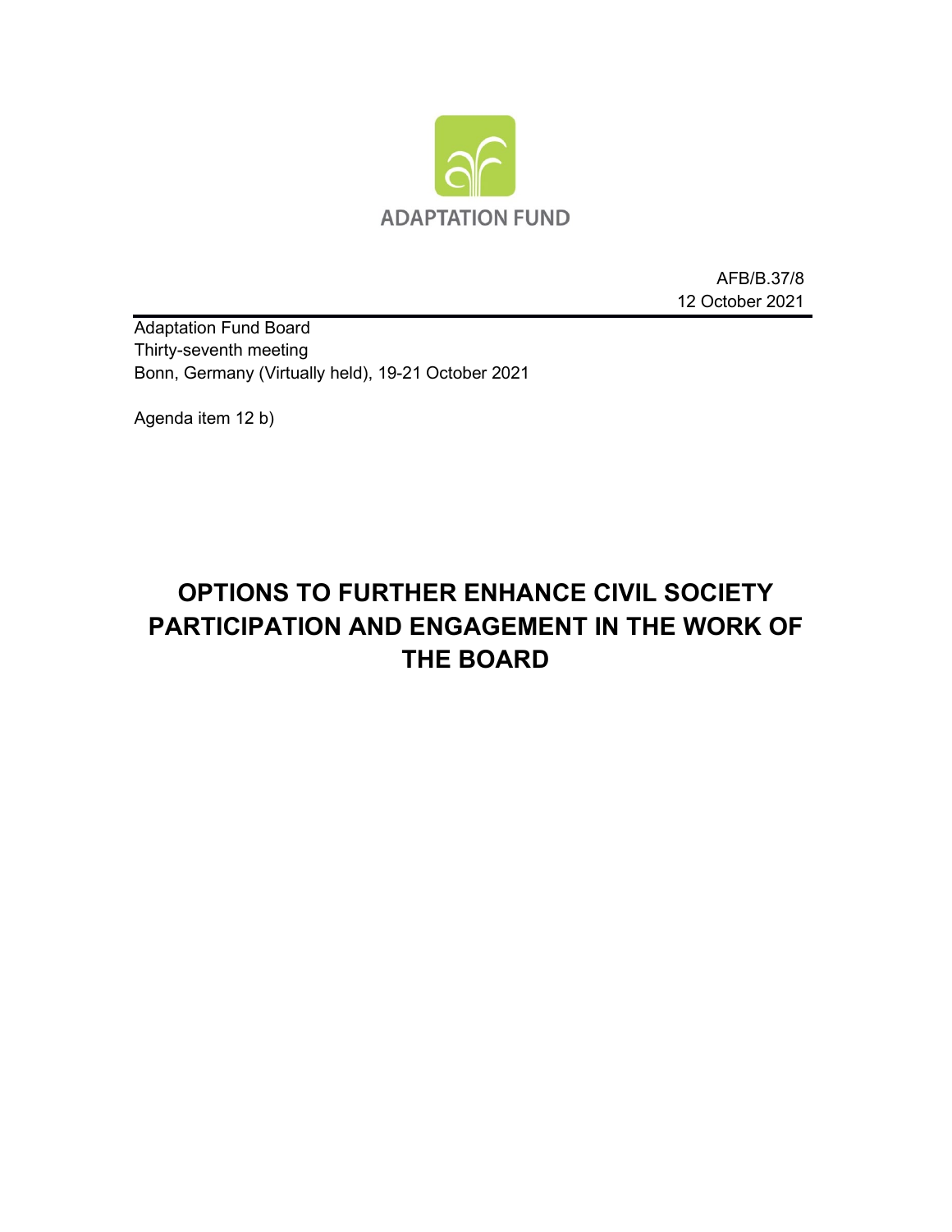ADAPTATION FUND

AFB/B.37/8
12 October 2021

Adaptation Fund Board
Thirty-seventh meeting
Bonn, Germany (Virtually held), 19-21 October 2021

Agenda item 12 b)

# OPTIONS TO FURTHER ENHANCE CIVIL SOCIETY PARTICIPATION AND ENGAGEMENT IN THE WORK OF THE BOARD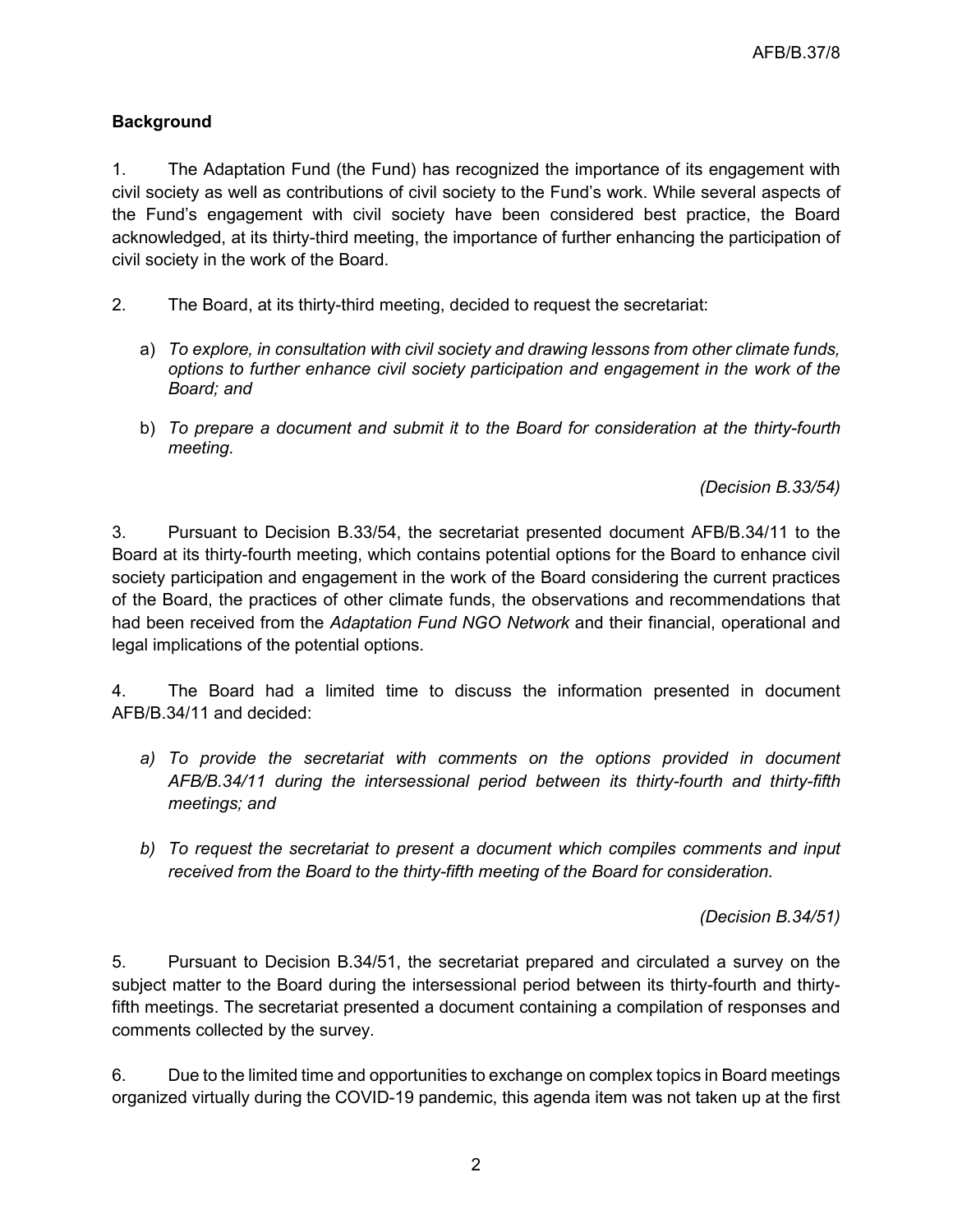**Background**

1. The Adaptation Fund (the Fund) has recognized the importance of its engagement with civil society as well as contributions of civil society to the Fund's work. While several aspects of the Fund's engagement with civil society have been considered best practice, the Board acknowledged, at its thirty-third meeting, the importance of further enhancing the participation of civil society in the work of the Board.

2. The Board, at its thirty-third meeting, decided to request the secretariat:

   a) *To explore, in consultation with civil society and drawing lessons from other climate funds, options to further enhance civil society participation and engagement in the work of the Board; and*

   b) *To prepare a document and submit it to the Board for consideration at the thirty-fourth meeting.*

*(Decision B.33/54)*

3. Pursuant to Decision B.33/54, the secretariat presented document AFB/B.34/11 to the Board at its thirty-fourth meeting, which contains potential options for the Board to enhance civil society participation and engagement in the work of the Board considering the current practices of the Board, the practices of other climate funds, the observations and recommendations that had been received from the *Adaptation Fund NGO Network* and their financial, operational and legal implications of the potential options.

4. The Board had a limited time to discuss the information presented in document AFB/B.34/11 and decided:

   *a) To provide the secretariat with comments on the options provided in document AFB/B.34/11 during the intersessional period between its thirty-fourth and thirty-fifth meetings; and*

   *b) To request the secretariat to present a document which compiles comments and input received from the Board to the thirty-fifth meeting of the Board for consideration.*

*(Decision B.34/51)*

5. Pursuant to Decision B.34/51, the secretariat prepared and circulated a survey on the subject matter to the Board during the intersessional period between its thirty-fourth and thirty-fifth meetings. The secretariat presented a document containing a compilation of responses and comments collected by the survey.

6. Due to the limited time and opportunities to exchange on complex topics in Board meetings organized virtually during the COVID-19 pandemic, this agenda item was not taken up at the first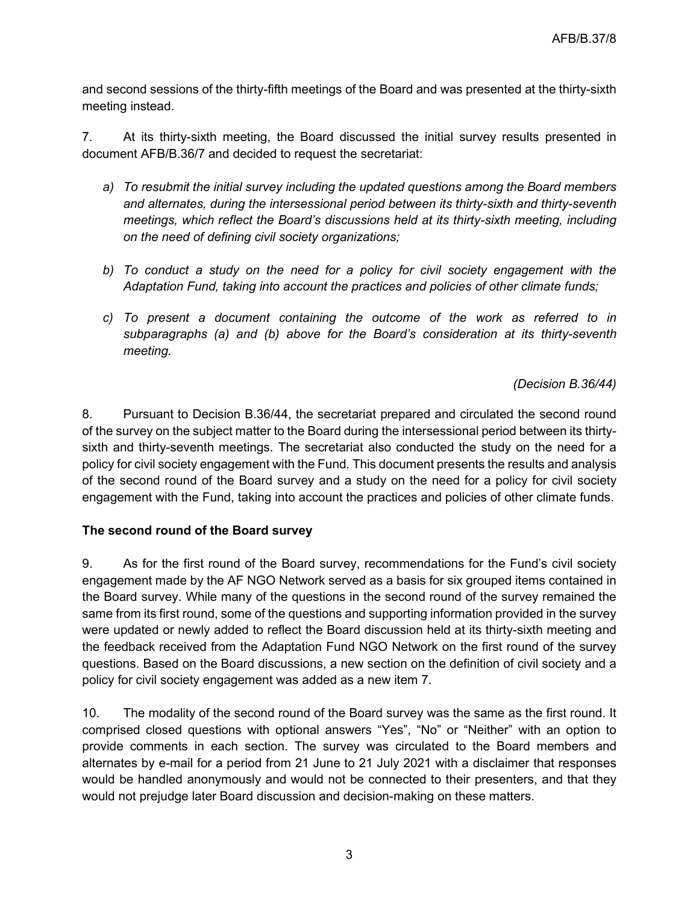and second sessions of the thirty-fifth meetings of the Board and was presented at the thirty-sixth meeting instead.

7. At its thirty-sixth meeting, the Board discussed the initial survey results presented in document AFB/B.36/7 and decided to request the secretariat:

*a) To resubmit the initial survey including the updated questions among the Board members and alternates, during the intersessional period between its thirty-sixth and thirty-seventh meetings, which reflect the Board's discussions held at its thirty-sixth meeting, including on the need of defining civil society organizations;*

*b) To conduct a study on the need for a policy for civil society engagement with the Adaptation Fund, taking into account the practices and policies of other climate funds;*

*c) To present a document containing the outcome of the work as referred to in subparagraphs (a) and (b) above for the Board's consideration at its thirty-seventh meeting.*

*(Decision B.36/44)*

8. Pursuant to Decision B.36/44, the secretariat prepared and circulated the second round of the survey on the subject matter to the Board during the intersessional period between its thirty-sixth and thirty-seventh meetings. The secretariat also conducted the study on the need for a policy for civil society engagement with the Fund. This document presents the results and analysis of the second round of the Board survey and a study on the need for a policy for civil society engagement with the Fund, taking into account the practices and policies of other climate funds.

**The second round of the Board survey**

9. As for the first round of the Board survey, recommendations for the Fund's civil society engagement made by the AF NGO Network served as a basis for six grouped items contained in the Board survey. While many of the questions in the second round of the survey remained the same from its first round, some of the questions and supporting information provided in the survey were updated or newly added to reflect the Board discussion held at its thirty-sixth meeting and the feedback received from the Adaptation Fund NGO Network on the first round of the survey questions. Based on the Board discussions, a new section on the definition of civil society and a policy for civil society engagement was added as a new item 7.

10. The modality of the second round of the Board survey was the same as the first round. It comprised closed questions with optional answers "Yes", "No" or "Neither" with an option to provide comments in each section. The survey was circulated to the Board members and alternates by e-mail for a period from 21 June to 21 July 2021 with a disclaimer that responses would be handled anonymously and would not be connected to their presenters, and that they would not prejudge later Board discussion and decision-making on these matters.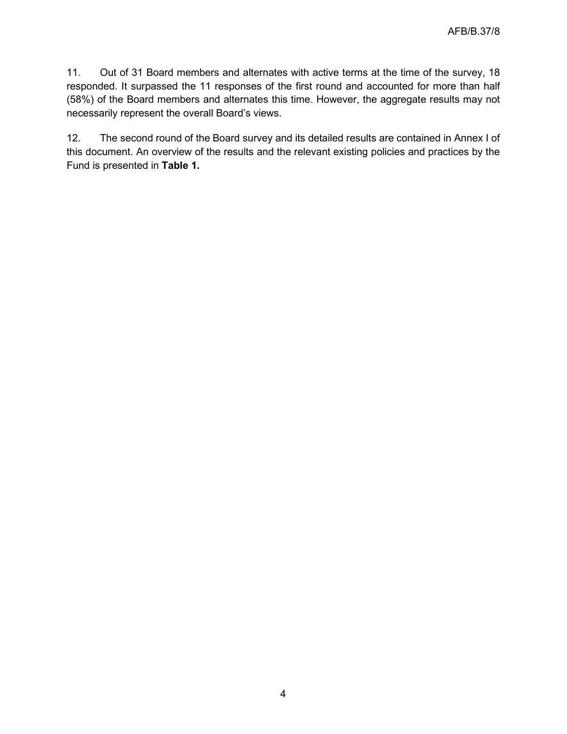11. Out of 31 Board members and alternates with active terms at the time of the survey, 18 responded. It surpassed the 11 responses of the first round and accounted for more than half (58%) of the Board members and alternates this time. However, the aggregate results may not necessarily represent the overall Board's views.

12. The second round of the Board survey and its detailed results are contained in Annex I of this document. An overview of the results and the relevant existing policies and practices by the Fund is presented in **Table 1.**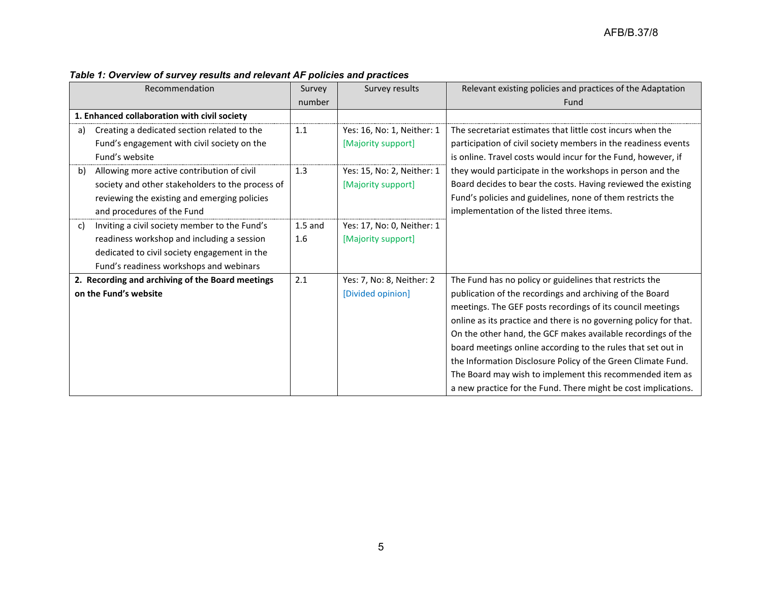***Table 1: Overview of survey results and relevant AF policies and practices***

| Recommendation | Survey number | Survey results | Relevant existing policies and practices of the Adaptation Fund |
|---|---|---|---|
| **1. Enhanced collaboration with civil society** | | | |
| a) Creating a dedicated section related to the Fund's engagement with civil society on the Fund's website | 1.1 | Yes: 16, No: 1, Neither: 1 [Majority support] | The secretariat estimates that little cost incurs when the participation of civil society members in the readiness events is online. Travel costs would incur for the Fund, however, if they would participate in the workshops in person and the Board decides to bear the costs. Having reviewed the existing Fund's policies and guidelines, none of them restricts the implementation of the listed three items. |
| b) Allowing more active contribution of civil society and other stakeholders to the process of reviewing the existing and emerging policies and procedures of the Fund | 1.3 | Yes: 15, No: 2, Neither: 1 [Majority support] | |
| c) Inviting a civil society member to the Fund's readiness workshop and including a session dedicated to civil society engagement in the Fund's readiness workshops and webinars | 1.5 and 1.6 | Yes: 17, No: 0, Neither: 1 [Majority support] | |
| **2. Recording and archiving of the Board meetings on the Fund's website** | 2.1 | Yes: 7, No: 8, Neither: 2 [Divided opinion] | The Fund has no policy or guidelines that restricts the publication of the recordings and archiving of the Board meetings. The GEF posts recordings of its council meetings online as its practice and there is no governing policy for that. On the other hand, the GCF makes available recordings of the board meetings online according to the rules that set out in the Information Disclosure Policy of the Green Climate Fund. The Board may wish to implement this recommended item as a new practice for the Fund. There might be cost implications. |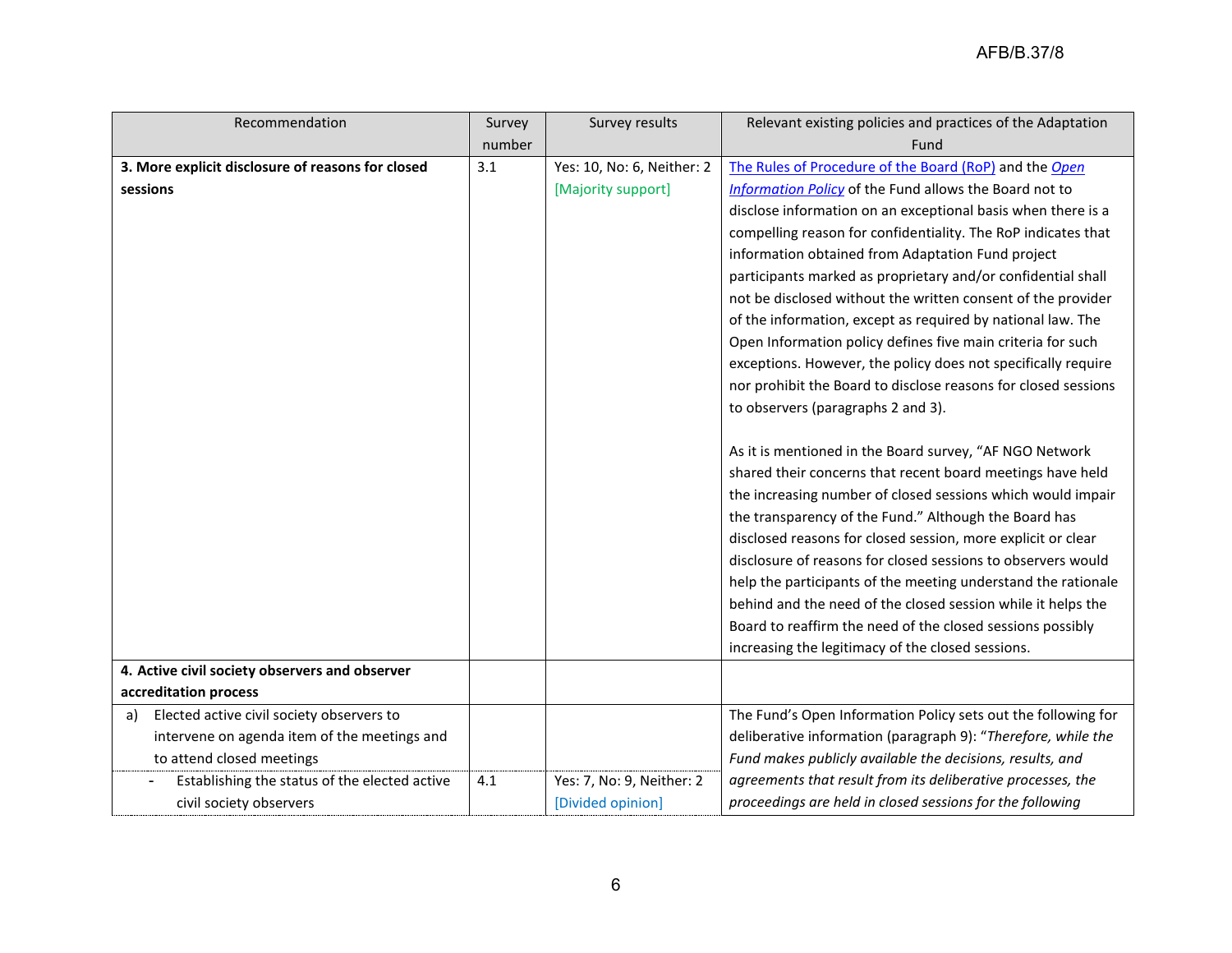| Recommendation | Survey number | Survey results | Relevant existing policies and practices of the Adaptation Fund |
| --- | --- | --- | --- |
| **3. More explicit disclosure of reasons for closed sessions** | 3.1 | Yes: 10, No: 6, Neither: 2 [Majority support] | The Rules of Procedure of the Board (RoP) and the *Open Information Policy* of the Fund allows the Board not to disclose information on an exceptional basis when there is a compelling reason for confidentiality. The RoP indicates that information obtained from Adaptation Fund project participants marked as proprietary and/or confidential shall not be disclosed without the written consent of the provider of the information, except as required by national law. The Open Information policy defines five main criteria for such exceptions. However, the policy does not specifically require nor prohibit the Board to disclose reasons for closed sessions to observers (paragraphs 2 and 3).<br><br>As it is mentioned in the Board survey, "AF NGO Network shared their concerns that recent board meetings have held the increasing number of closed sessions which would impair the transparency of the Fund." Although the Board has disclosed reasons for closed session, more explicit or clear disclosure of reasons for closed sessions to observers would help the participants of the meeting understand the rationale behind and the need of the closed session while it helps the Board to reaffirm the need of the closed sessions possibly increasing the legitimacy of the closed sessions. |
| **4. Active civil society observers and observer accreditation process** | | | |
| a) Elected active civil society observers to intervene on agenda item of the meetings and to attend closed meetings | | | The Fund's Open Information Policy sets out the following for deliberative information (paragraph 9): "*Therefore, while the Fund makes publicly available the decisions, results, and agreements that result from its deliberative processes, the proceedings are held in closed sessions for the following* |
| - Establishing the status of the elected active civil society observers | 4.1 | Yes: 7, No: 9, Neither: 2 [Divided opinion] | |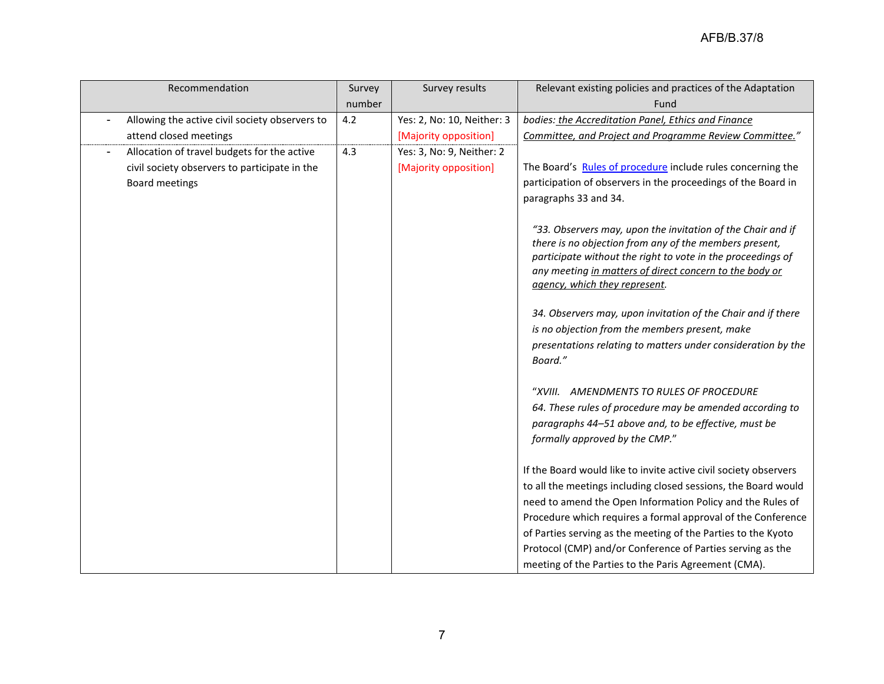| Recommendation | Survey number | Survey results | Relevant existing policies and practices of the Adaptation Fund |
|---|---|---|---|
| - Allowing the active civil society observers to attend closed meetings | 4.2 | Yes: 2, No: 10, Neither: 3 [Majority opposition] | *bodies: the Accreditation Panel, Ethics and Finance Committee, and Project and Programme Review Committee."* |
| - Allocation of travel budgets for the active civil society observers to participate in the Board meetings | 4.3 | Yes: 3, No: 9, Neither: 2 [Majority opposition] | The Board's Rules of procedure include rules concerning the participation of observers in the proceedings of the Board in paragraphs 33 and 34.<br><br>*"33. Observers may, upon the invitation of the Chair and if there is no objection from any of the members present, participate without the right to vote in the proceedings of any meeting in matters of direct concern to the body or agency, which they represent.*<br><br>*34. Observers may, upon invitation of the Chair and if there is no objection from the members present, make presentations relating to matters under consideration by the Board."*<br><br>*"XVIII. AMENDMENTS TO RULES OF PROCEDURE*<br>*64. These rules of procedure may be amended according to paragraphs 44–51 above and, to be effective, must be formally approved by the CMP."*<br><br>If the Board would like to invite active civil society observers to all the meetings including closed sessions, the Board would need to amend the Open Information Policy and the Rules of Procedure which requires a formal approval of the Conference of Parties serving as the meeting of the Parties to the Kyoto Protocol (CMP) and/or Conference of Parties serving as the meeting of the Parties to the Paris Agreement (CMA). |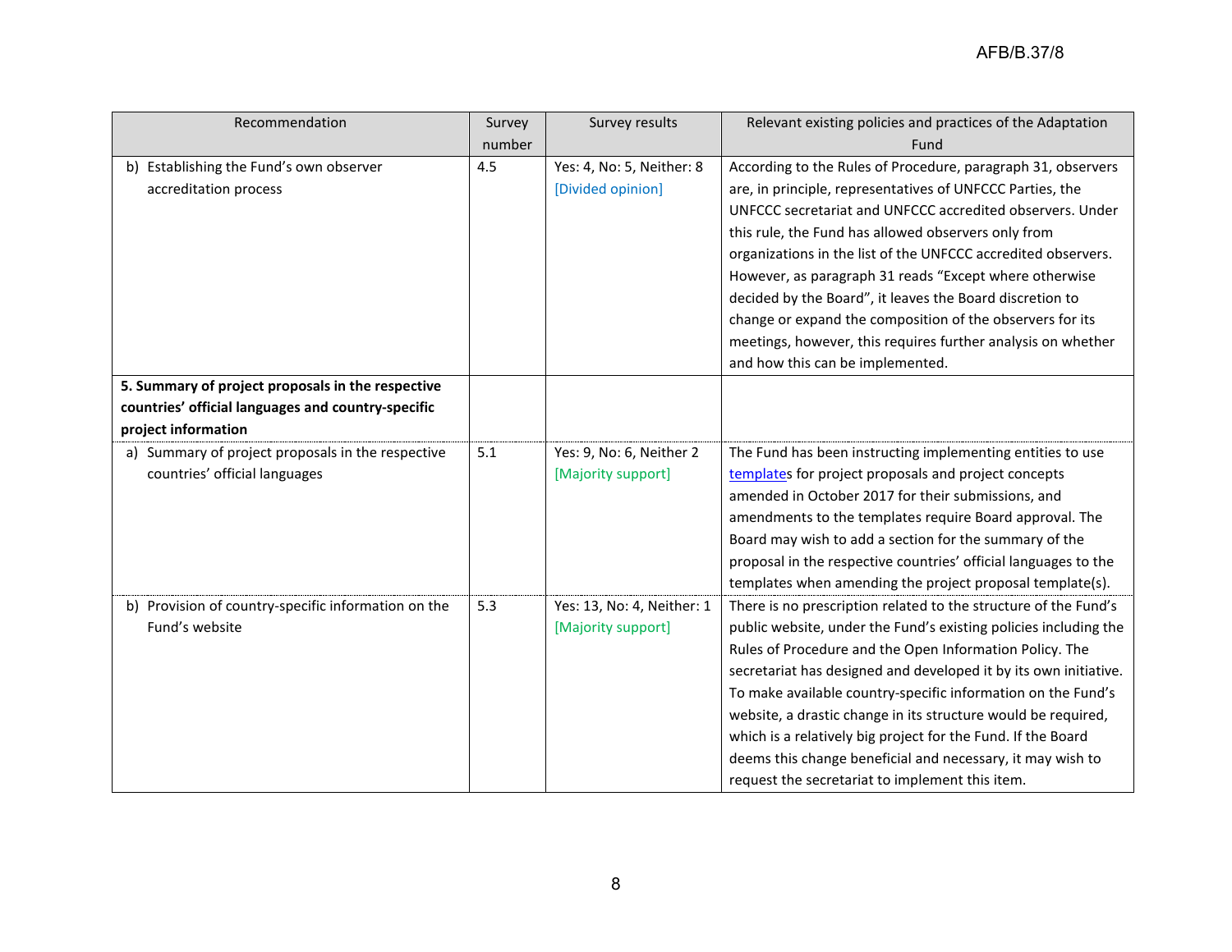| Recommendation | Survey number | Survey results | Relevant existing policies and practices of the Adaptation Fund |
|---|---|---|---|
| b) Establishing the Fund's own observer accreditation process | 4.5 | Yes: 4, No: 5, Neither: 8 [Divided opinion] | According to the Rules of Procedure, paragraph 31, observers are, in principle, representatives of UNFCCC Parties, the UNFCCC secretariat and UNFCCC accredited observers. Under this rule, the Fund has allowed observers only from organizations in the list of the UNFCCC accredited observers. However, as paragraph 31 reads "Except where otherwise decided by the Board", it leaves the Board discretion to change or expand the composition of the observers for its meetings, however, this requires further analysis on whether and how this can be implemented. |
| **5. Summary of project proposals in the respective countries' official languages and country-specific project information** | | | |
| a) Summary of project proposals in the respective countries' official languages | 5.1 | Yes: 9, No: 6, Neither 2 [Majority support] | The Fund has been instructing implementing entities to use templates for project proposals and project concepts amended in October 2017 for their submissions, and amendments to the templates require Board approval. The Board may wish to add a section for the summary of the proposal in the respective countries' official languages to the templates when amending the project proposal template(s). |
| b) Provision of country-specific information on the Fund's website | 5.3 | Yes: 13, No: 4, Neither: 1 [Majority support] | There is no prescription related to the structure of the Fund's public website, under the Fund's existing policies including the Rules of Procedure and the Open Information Policy. The secretariat has designed and developed it by its own initiative. To make available country-specific information on the Fund's website, a drastic change in its structure would be required, which is a relatively big project for the Fund. If the Board deems this change beneficial and necessary, it may wish to request the secretariat to implement this item. |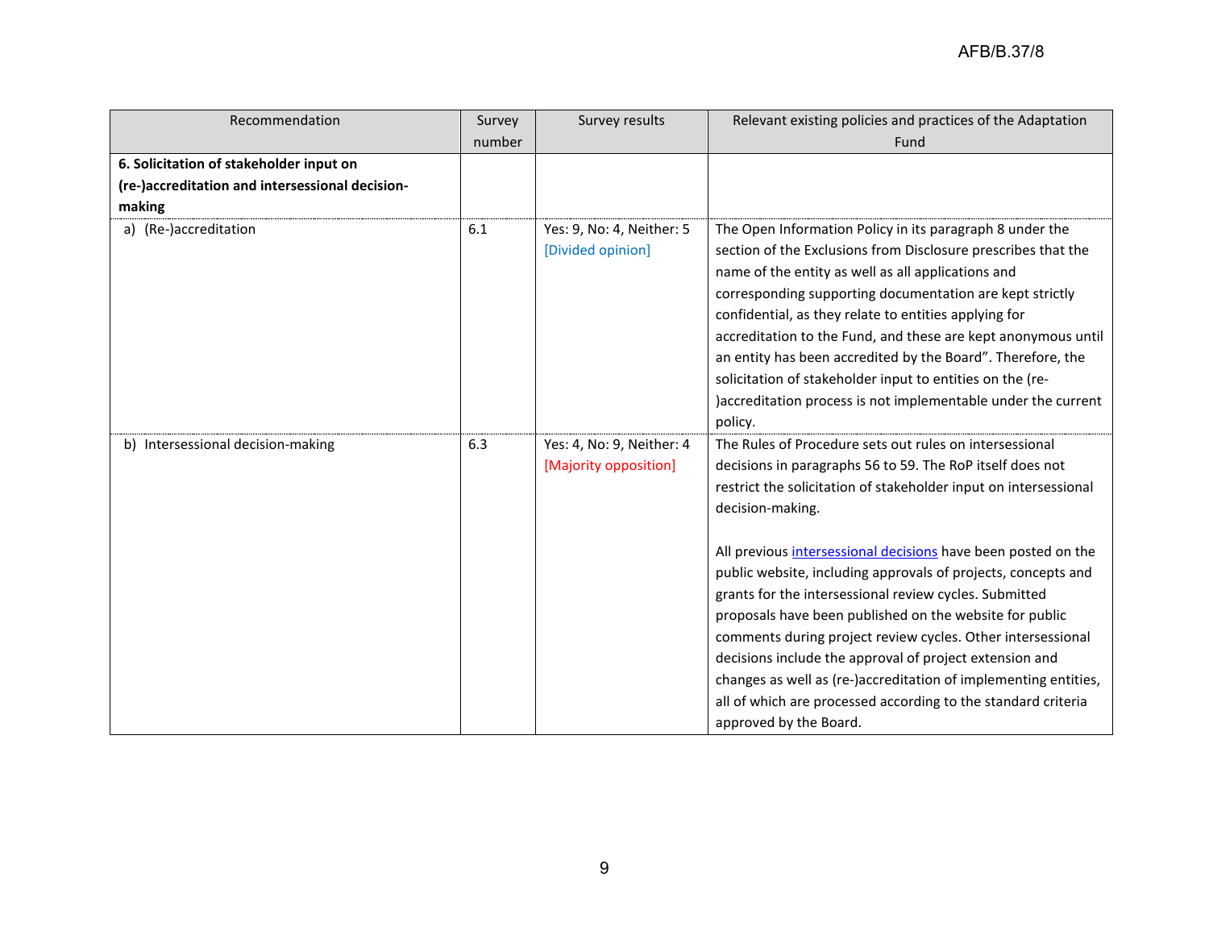| Recommendation | Survey number | Survey results | Relevant existing policies and practices of the Adaptation Fund |
|---|---|---|---|
| **6. Solicitation of stakeholder input on (re-)accreditation and intersessional decision-making** | | | |
| a) (Re-)accreditation | 6.1 | Yes: 9, No: 4, Neither: 5 [Divided opinion] | The Open Information Policy in its paragraph 8 under the section of the Exclusions from Disclosure prescribes that the name of the entity as well as all applications and corresponding supporting documentation are kept strictly confidential, as they relate to entities applying for accreditation to the Fund, and these are kept anonymous until an entity has been accredited by the Board". Therefore, the solicitation of stakeholder input to entities on the (re-)accreditation process is not implementable under the current policy. |
| b) Intersessional decision-making | 6.3 | Yes: 4, No: 9, Neither: 4 [Majority opposition] | The Rules of Procedure sets out rules on intersessional decisions in paragraphs 56 to 59. The RoP itself does not restrict the solicitation of stakeholder input on intersessional decision-making.<br><br>All previous intersessional decisions have been posted on the public website, including approvals of projects, concepts and grants for the intersessional review cycles. Submitted proposals have been published on the website for public comments during project review cycles. Other intersessional decisions include the approval of project extension and changes as well as (re-)accreditation of implementing entities, all of which are processed according to the standard criteria approved by the Board. |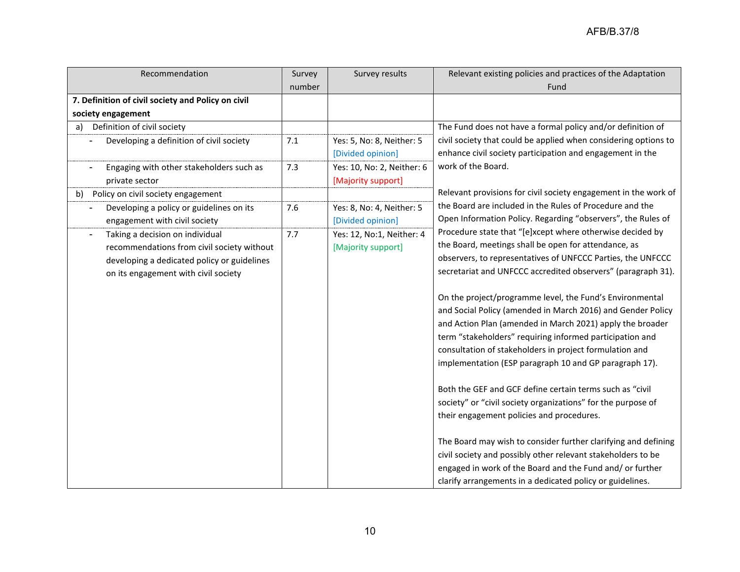| Recommendation | Survey number | Survey results | Relevant existing policies and practices of the Adaptation Fund |
|---|---|---|---|
| **7. Definition of civil society and Policy on civil society engagement** | | | |
| a) Definition of civil society | | | The Fund does not have a formal policy and/or definition of civil society that could be applied when considering options to enhance civil society participation and engagement in the work of the Board.<br><br>Relevant provisions for civil society engagement in the work of the Board are included in the Rules of Procedure and the Open Information Policy. Regarding “observers”, the Rules of Procedure state that “[e]xcept where otherwise decided by the Board, meetings shall be open for attendance, as observers, to representatives of UNFCCC Parties, the UNFCCC secretariat and UNFCCC accredited observers” (paragraph 31).<br><br>On the project/programme level, the Fund’s Environmental and Social Policy (amended in March 2016) and Gender Policy and Action Plan (amended in March 2021) apply the broader term “stakeholders” requiring informed participation and consultation of stakeholders in project formulation and implementation (ESP paragraph 10 and GP paragraph 17).<br><br>Both the GEF and GCF define certain terms such as “civil society” or “civil society organizations” for the purpose of their engagement policies and procedures.<br><br>The Board may wish to consider further clarifying and defining civil society and possibly other relevant stakeholders to be engaged in work of the Board and the Fund and/ or further clarify arrangements in a dedicated policy or guidelines. |
| - Developing a definition of civil society | 7.1 | Yes: 5, No: 8, Neither: 5 [Divided opinion] | |
| - Engaging with other stakeholders such as private sector | 7.3 | Yes: 10, No: 2, Neither: 6 [Majority support] | |
| b) Policy on civil society engagement | | | |
| - Developing a policy or guidelines on its engagement with civil society | 7.6 | Yes: 8, No: 4, Neither: 5 [Divided opinion] | |
| - Taking a decision on individual recommendations from civil society without developing a dedicated policy or guidelines on its engagement with civil society | 7.7 | Yes: 12, No:1, Neither: 4 [Majority support] | |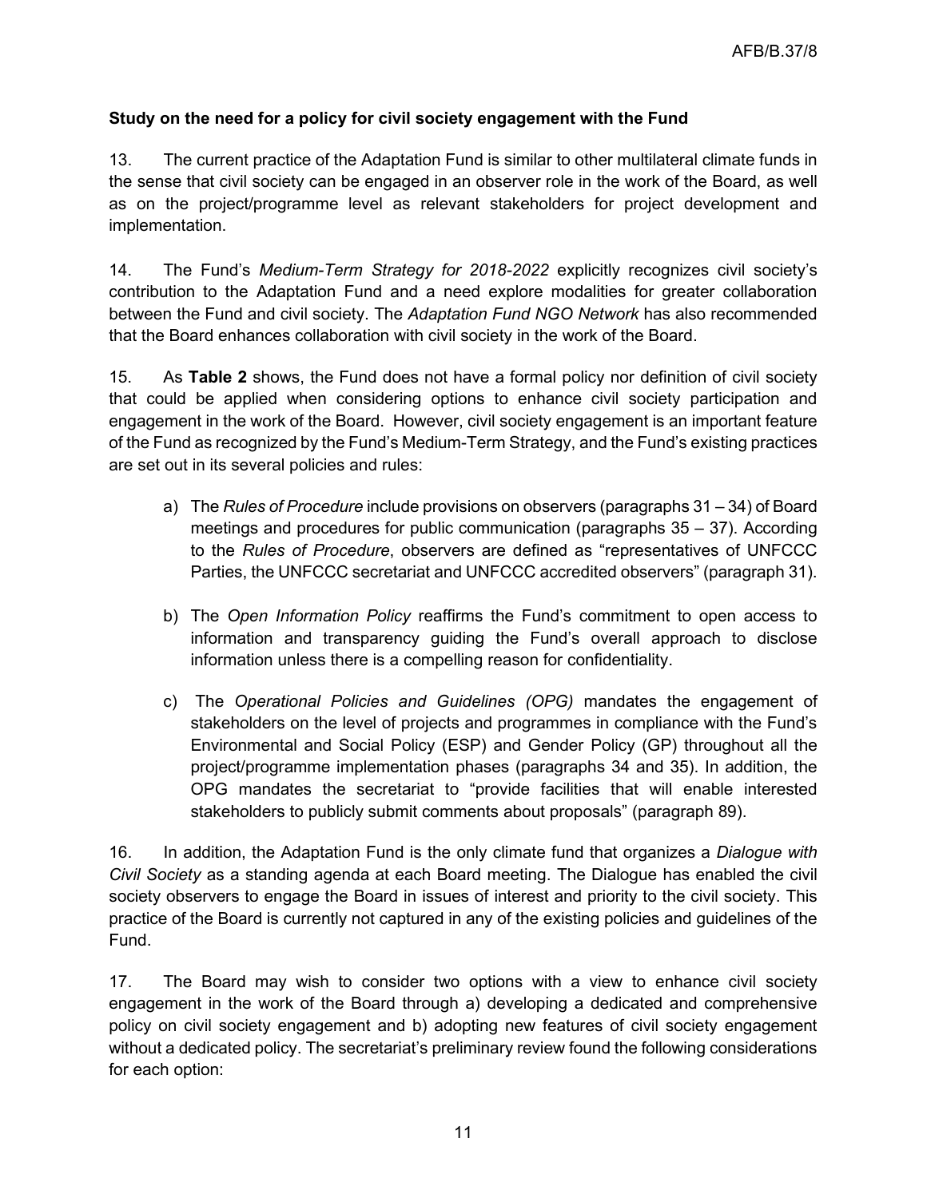**Study on the need for a policy for civil society engagement with the Fund**

13. The current practice of the Adaptation Fund is similar to other multilateral climate funds in the sense that civil society can be engaged in an observer role in the work of the Board, as well as on the project/programme level as relevant stakeholders for project development and implementation.

14. The Fund's *Medium-Term Strategy for 2018-2022* explicitly recognizes civil society's contribution to the Adaptation Fund and a need explore modalities for greater collaboration between the Fund and civil society. The *Adaptation Fund NGO Network* has also recommended that the Board enhances collaboration with civil society in the work of the Board.

15. As **Table 2** shows, the Fund does not have a formal policy nor definition of civil society that could be applied when considering options to enhance civil society participation and engagement in the work of the Board. However, civil society engagement is an important feature of the Fund as recognized by the Fund's Medium-Term Strategy, and the Fund's existing practices are set out in its several policies and rules:

a) The *Rules of Procedure* include provisions on observers (paragraphs 31 – 34) of Board meetings and procedures for public communication (paragraphs 35 – 37). According to the *Rules of Procedure*, observers are defined as "representatives of UNFCCC Parties, the UNFCCC secretariat and UNFCCC accredited observers" (paragraph 31).

b) The *Open Information Policy* reaffirms the Fund's commitment to open access to information and transparency guiding the Fund's overall approach to disclose information unless there is a compelling reason for confidentiality.

c) The *Operational Policies and Guidelines (OPG)* mandates the engagement of stakeholders on the level of projects and programmes in compliance with the Fund's Environmental and Social Policy (ESP) and Gender Policy (GP) throughout all the project/programme implementation phases (paragraphs 34 and 35). In addition, the OPG mandates the secretariat to "provide facilities that will enable interested stakeholders to publicly submit comments about proposals" (paragraph 89).

16. In addition, the Adaptation Fund is the only climate fund that organizes a *Dialogue with Civil Society* as a standing agenda at each Board meeting. The Dialogue has enabled the civil society observers to engage the Board in issues of interest and priority to the civil society. This practice of the Board is currently not captured in any of the existing policies and guidelines of the Fund.

17. The Board may wish to consider two options with a view to enhance civil society engagement in the work of the Board through a) developing a dedicated and comprehensive policy on civil society engagement and b) adopting new features of civil society engagement without a dedicated policy. The secretariat's preliminary review found the following considerations for each option: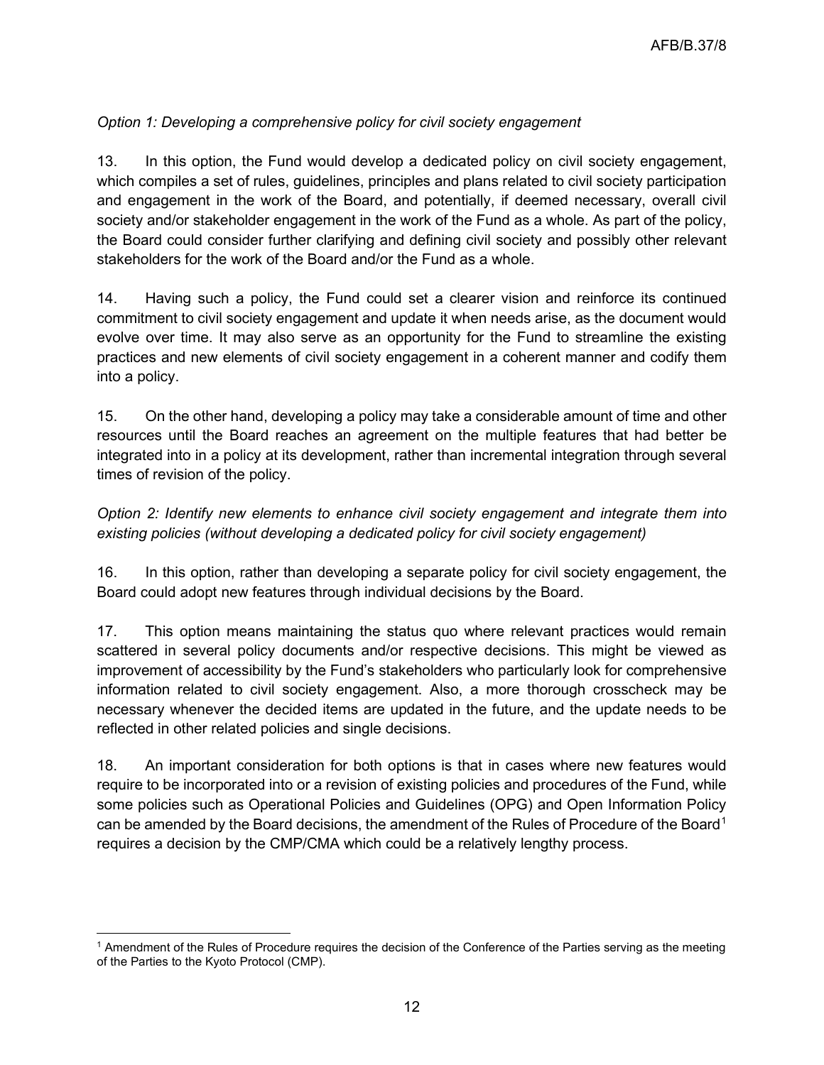*Option 1: Developing a comprehensive policy for civil society engagement*

13. In this option, the Fund would develop a dedicated policy on civil society engagement, which compiles a set of rules, guidelines, principles and plans related to civil society participation and engagement in the work of the Board, and potentially, if deemed necessary, overall civil society and/or stakeholder engagement in the work of the Fund as a whole. As part of the policy, the Board could consider further clarifying and defining civil society and possibly other relevant stakeholders for the work of the Board and/or the Fund as a whole.

14. Having such a policy, the Fund could set a clearer vision and reinforce its continued commitment to civil society engagement and update it when needs arise, as the document would evolve over time. It may also serve as an opportunity for the Fund to streamline the existing practices and new elements of civil society engagement in a coherent manner and codify them into a policy.

15. On the other hand, developing a policy may take a considerable amount of time and other resources until the Board reaches an agreement on the multiple features that had better be integrated into in a policy at its development, rather than incremental integration through several times of revision of the policy.

*Option 2: Identify new elements to enhance civil society engagement and integrate them into existing policies (without developing a dedicated policy for civil society engagement)*

16. In this option, rather than developing a separate policy for civil society engagement, the Board could adopt new features through individual decisions by the Board.

17. This option means maintaining the status quo where relevant practices would remain scattered in several policy documents and/or respective decisions. This might be viewed as improvement of accessibility by the Fund's stakeholders who particularly look for comprehensive information related to civil society engagement. Also, a more thorough crosscheck may be necessary whenever the decided items are updated in the future, and the update needs to be reflected in other related policies and single decisions.

18. An important consideration for both options is that in cases where new features would require to be incorporated into or a revision of existing policies and procedures of the Fund, while some policies such as Operational Policies and Guidelines (OPG) and Open Information Policy can be amended by the Board decisions, the amendment of the Rules of Procedure of the Board[1] requires a decision by the CMP/CMA which could be a relatively lengthy process.

[1] Amendment of the Rules of Procedure requires the decision of the Conference of the Parties serving as the meeting of the Parties to the Kyoto Protocol (CMP).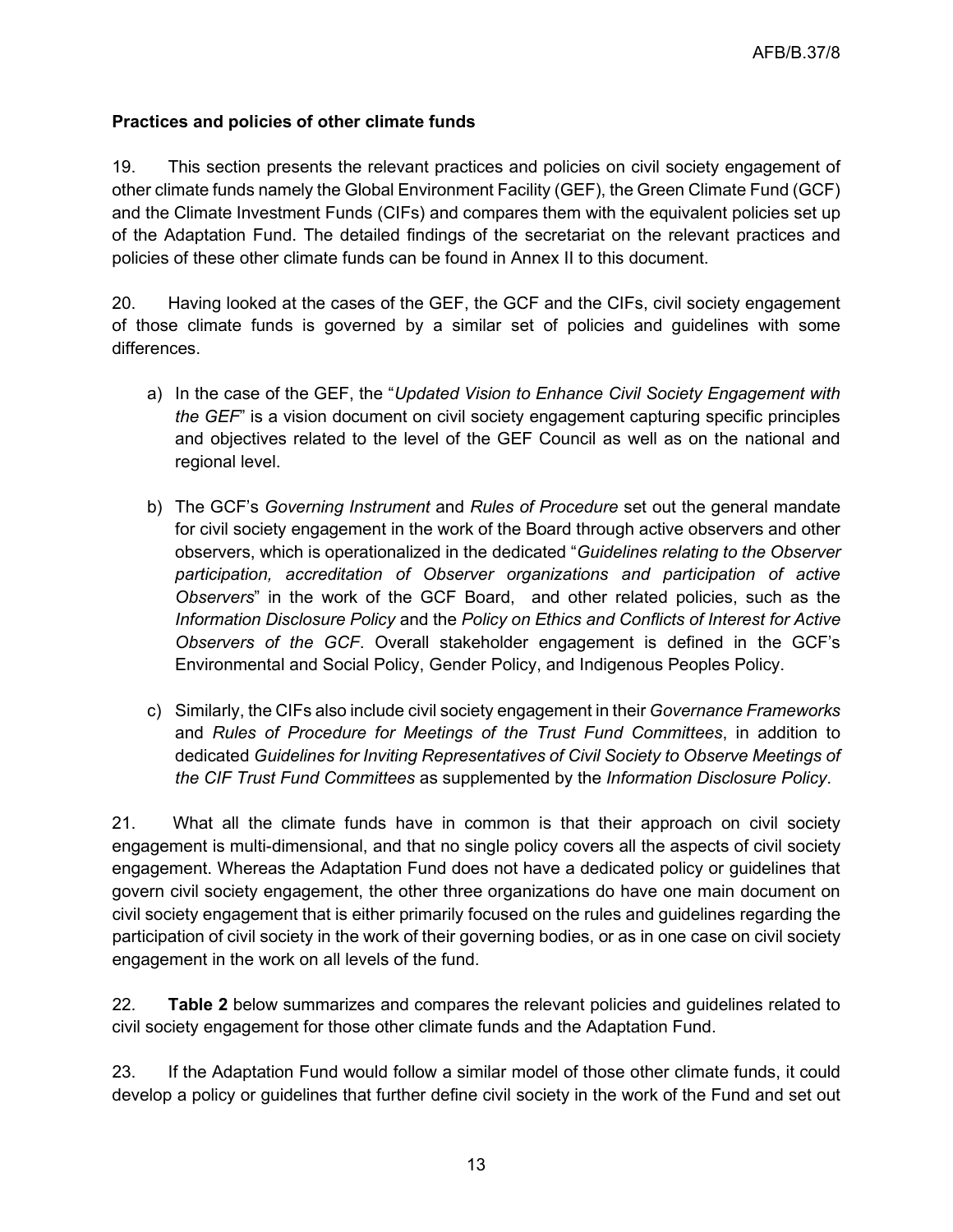**Practices and policies of other climate funds**

19. This section presents the relevant practices and policies on civil society engagement of other climate funds namely the Global Environment Facility (GEF), the Green Climate Fund (GCF) and the Climate Investment Funds (CIFs) and compares them with the equivalent policies set up of the Adaptation Fund. The detailed findings of the secretariat on the relevant practices and policies of these other climate funds can be found in Annex II to this document.

20. Having looked at the cases of the GEF, the GCF and the CIFs, civil society engagement of those climate funds is governed by a similar set of policies and guidelines with some differences.

a) In the case of the GEF, the "*Updated Vision to Enhance Civil Society Engagement with the GEF*" is a vision document on civil society engagement capturing specific principles and objectives related to the level of the GEF Council as well as on the national and regional level.

b) The GCF's *Governing Instrument* and *Rules of Procedure* set out the general mandate for civil society engagement in the work of the Board through active observers and other observers, which is operationalized in the dedicated "*Guidelines relating to the Observer participation, accreditation of Observer organizations and participation of active Observers*" in the work of the GCF Board, and other related policies, such as the *Information Disclosure Policy* and the *Policy on Ethics and Conflicts of Interest for Active Observers of the GCF*. Overall stakeholder engagement is defined in the GCF's Environmental and Social Policy, Gender Policy, and Indigenous Peoples Policy.

c) Similarly, the CIFs also include civil society engagement in their *Governance Frameworks* and *Rules of Procedure for Meetings of the Trust Fund Committees*, in addition to dedicated *Guidelines for Inviting Representatives of Civil Society to Observe Meetings of the CIF Trust Fund Committees* as supplemented by the *Information Disclosure Policy*.

21. What all the climate funds have in common is that their approach on civil society engagement is multi-dimensional, and that no single policy covers all the aspects of civil society engagement. Whereas the Adaptation Fund does not have a dedicated policy or guidelines that govern civil society engagement, the other three organizations do have one main document on civil society engagement that is either primarily focused on the rules and guidelines regarding the participation of civil society in the work of their governing bodies, or as in one case on civil society engagement in the work on all levels of the fund.

22. **Table 2** below summarizes and compares the relevant policies and guidelines related to civil society engagement for those other climate funds and the Adaptation Fund.

23. If the Adaptation Fund would follow a similar model of those other climate funds, it could develop a policy or guidelines that further define civil society in the work of the Fund and set out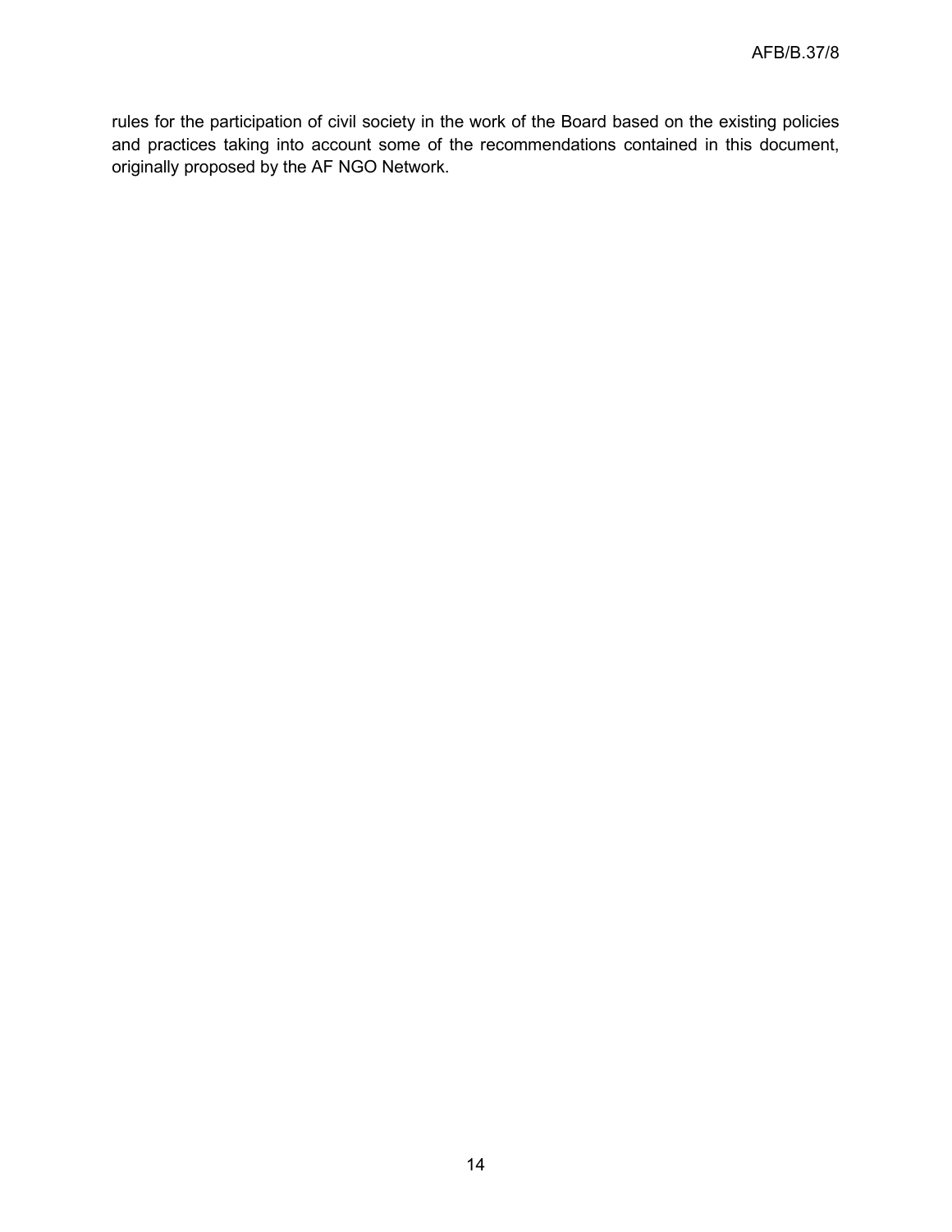rules for the participation of civil society in the work of the Board based on the existing policies and practices taking into account some of the recommendations contained in this document, originally proposed by the AF NGO Network.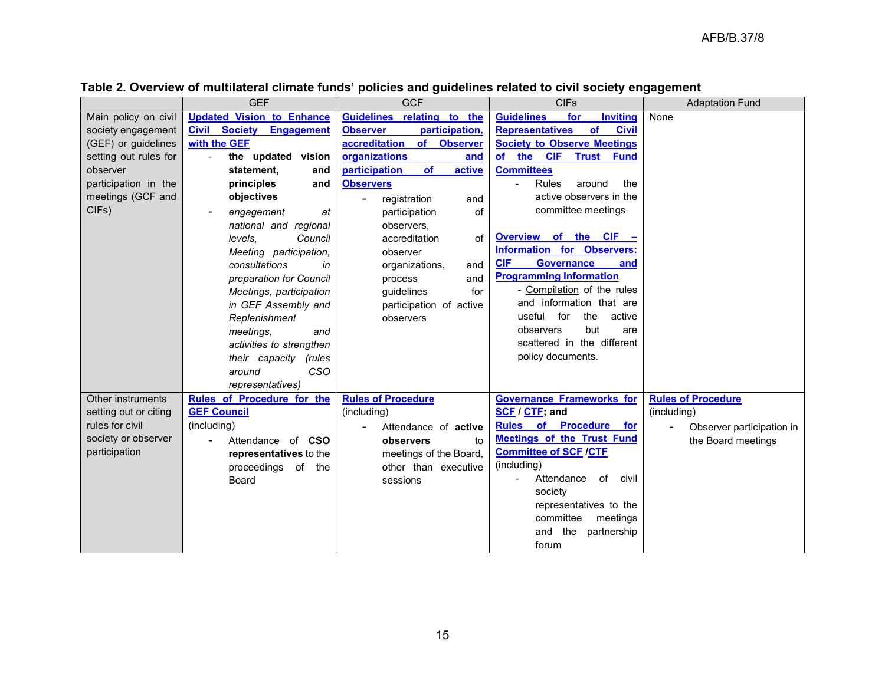**Table 2. Overview of multilateral climate funds' policies and guidelines related to civil society engagement**

| | GEF | GCF | CIFs | Adaptation Fund |
|---|---|---|---|---|
| Main policy on civil society engagement (GEF) or guidelines setting out rules for observer participation in the meetings (GCF and CIFs) | **Updated Vision to Enhance Civil Society Engagement with the GEF**<br>- **the updated vision statement, and principles and objectives**<br>- *engagement at national and regional levels, Council Meeting participation, consultations in preparation for Council Meetings, participation in GEF Assembly and Replenishment meetings, and activities to strengthen their capacity (rules around CSO representatives)* | **Guidelines relating to the Observer participation, accreditation of Observer organizations and participation of active Observers**<br>- registration and participation of observers, accreditation of observer organizations, and process and guidelines for participation of active observers | **Guidelines for Inviting Representatives of Civil Society to Observe Meetings of the CIF Trust Fund Committees**<br>- Rules around the active observers in the committee meetings<br><br>**Overview of the CIF – Information for Observers: CIF Governance and Programming Information**<br>- Compilation of the rules and information that are useful for the active observers but are scattered in the different policy documents. | None |
| Other instruments setting out or citing rules for civil society or observer participation | **Rules of Procedure for the GEF Council**<br>(including)<br>- Attendance of **CSO representatives** to the proceedings of the Board | **Rules of Procedure**<br>(including)<br>- Attendance of **active observers** to meetings of the Board, other than executive sessions | **Governance Frameworks for SCF / CTF; and Rules of Procedure for Meetings of the Trust Fund Committee of SCF /CTF**<br>(including)<br>- Attendance of civil society representatives to the committee meetings and the partnership forum | **Rules of Procedure**<br>(including)<br>- Observer participation in the Board meetings |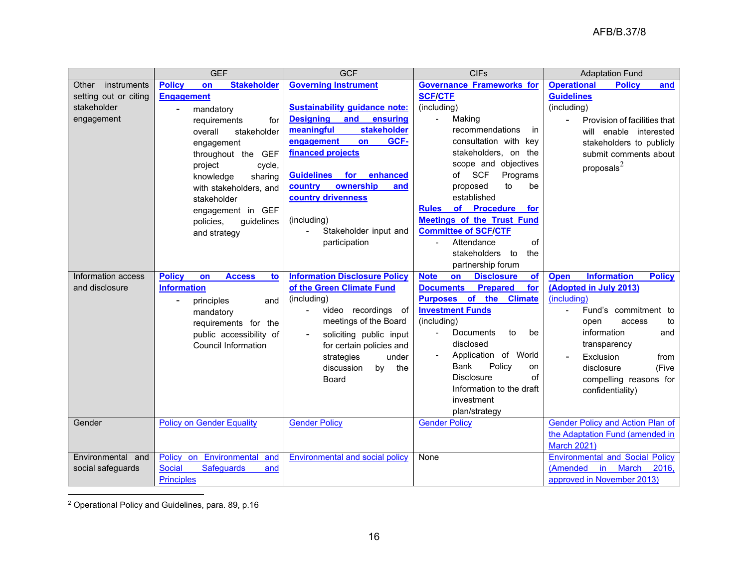| | GEF | GCF | CIFs | Adaptation Fund |
|---|---|---|---|---|
| Other instruments setting out or citing stakeholder engagement | **Policy on Stakeholder Engagement**<br>- mandatory requirements for overall stakeholder engagement throughout the GEF project cycle, knowledge sharing with stakeholders, and stakeholder engagement in GEF policies, guidelines and strategy | **Governing Instrument**<br><br>**Sustainability guidance note: Designing and ensuring meaningful stakeholder engagement on GCF-financed projects**<br><br>**Guidelines for enhanced country ownership and country drivenness**<br><br>(including)<br>- Stakeholder input and participation | **Governance Frameworks for SCF/CTF**<br>(including)<br>- Making recommendations in consultation with key stakeholders, on the scope and objectives of SCF Programs proposed to be established<br>**Rules of Procedure for Meetings of the Trust Fund Committee of SCF/CTF**<br>- Attendance of stakeholders to the partnership forum | **Operational Policy and Guidelines**<br>(including)<br>- Provision of facilities that will enable interested stakeholders to publicly submit comments about proposals[2] |
| Information access and disclosure | **Policy on Access to Information**<br>- principles and mandatory requirements for the public accessibility of Council Information | **Information Disclosure Policy of the Green Climate Fund**<br>(including)<br>- video recordings of meetings of the Board<br>- soliciting public input for certain policies and strategies under discussion by the Board | **Note on Disclosure of Documents Prepared for Purposes of the Climate Investment Funds**<br>(including)<br>- Documents to be disclosed<br>- Application of World Bank Policy on Disclosure of Information to the draft investment plan/strategy | **Open Information Policy (Adopted in July 2013)**<br>(including)<br>- Fund's commitment to open access to information and transparency<br>- Exclusion from disclosure (Five compelling reasons for confidentiality) |
| Gender | Policy on Gender Equality | Gender Policy | Gender Policy | Gender Policy and Action Plan of the Adaptation Fund (amended in March 2021) |
| Environmental and social safeguards | Policy on Environmental and Social Safeguards and Principles | Environmental and social policy | None | Environmental and Social Policy (Amended in March 2016, approved in November 2013) |

[2] Operational Policy and Guidelines, para. 89, p.16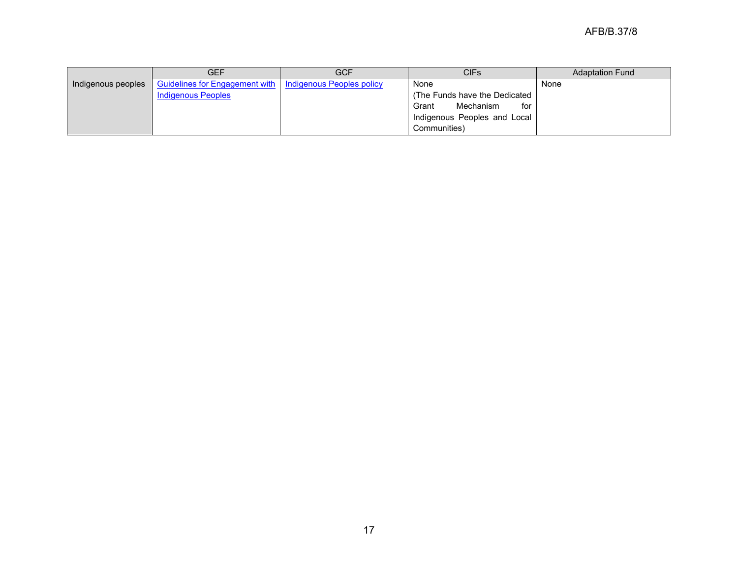| | GEF | GCF | CIFs | Adaptation Fund |
|---|---|---|---|---|
| Indigenous peoples | Guidelines for Engagement with Indigenous Peoples | Indigenous Peoples policy | None (The Funds have the Dedicated Grant Mechanism for Indigenous Peoples and Local Communities) | None |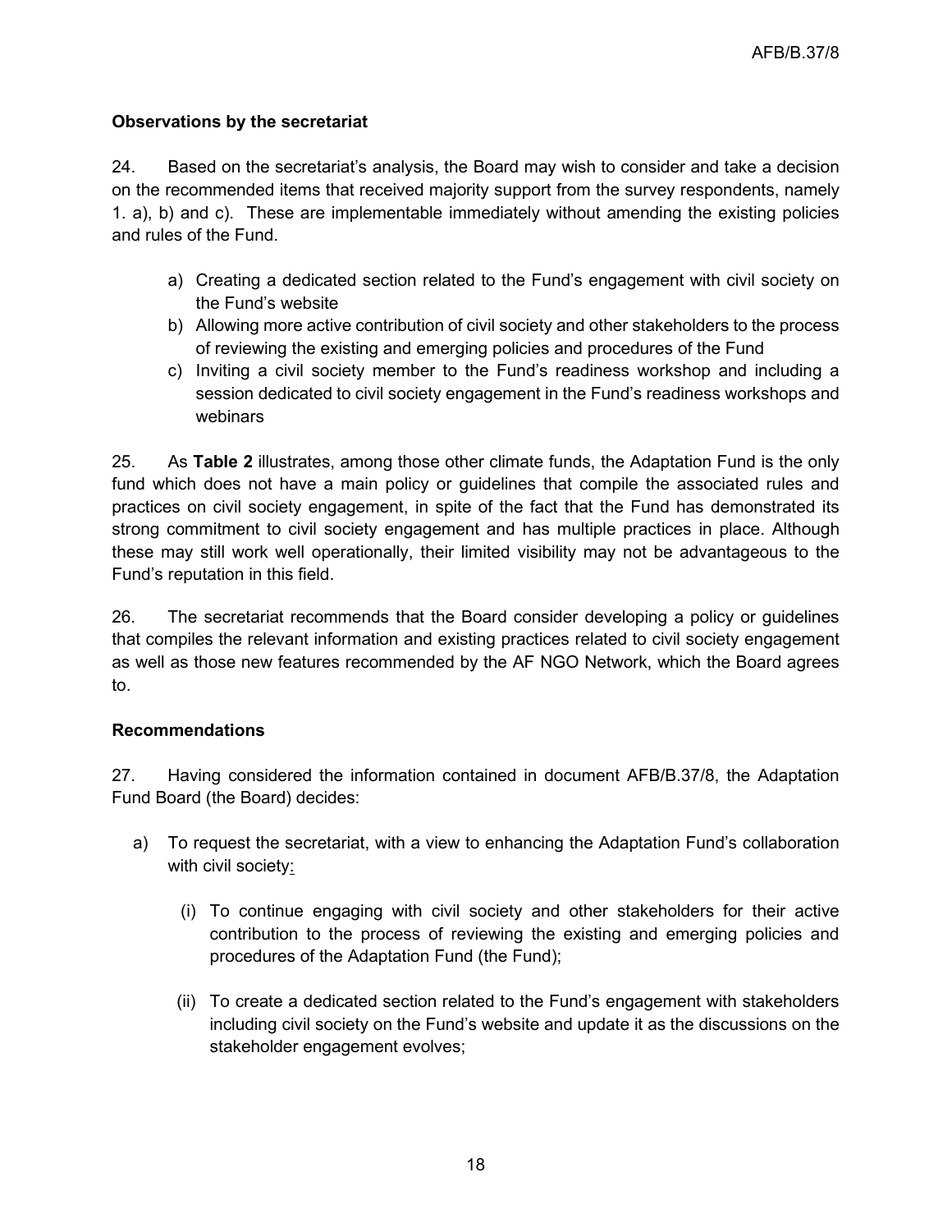**Observations by the secretariat**

24. Based on the secretariat's analysis, the Board may wish to consider and take a decision on the recommended items that received majority support from the survey respondents, namely 1. a), b) and c). These are implementable immediately without amending the existing policies and rules of the Fund.

a) Creating a dedicated section related to the Fund's engagement with civil society on the Fund's website
b) Allowing more active contribution of civil society and other stakeholders to the process of reviewing the existing and emerging policies and procedures of the Fund
c) Inviting a civil society member to the Fund's readiness workshop and including a session dedicated to civil society engagement in the Fund's readiness workshops and webinars

25. As **Table 2** illustrates, among those other climate funds, the Adaptation Fund is the only fund which does not have a main policy or guidelines that compile the associated rules and practices on civil society engagement, in spite of the fact that the Fund has demonstrated its strong commitment to civil society engagement and has multiple practices in place. Although these may still work well operationally, their limited visibility may not be advantageous to the Fund's reputation in this field.

26. The secretariat recommends that the Board consider developing a policy or guidelines that compiles the relevant information and existing practices related to civil society engagement as well as those new features recommended by the AF NGO Network, which the Board agrees to.

**Recommendations**

27. Having considered the information contained in document AFB/B.37/8, the Adaptation Fund Board (the Board) decides:

a) To request the secretariat, with a view to enhancing the Adaptation Fund's collaboration with civil society:

   (i) To continue engaging with civil society and other stakeholders for their active contribution to the process of reviewing the existing and emerging policies and procedures of the Adaptation Fund (the Fund);

   (ii) To create a dedicated section related to the Fund's engagement with stakeholders including civil society on the Fund's website and update it as the discussions on the stakeholder engagement evolves;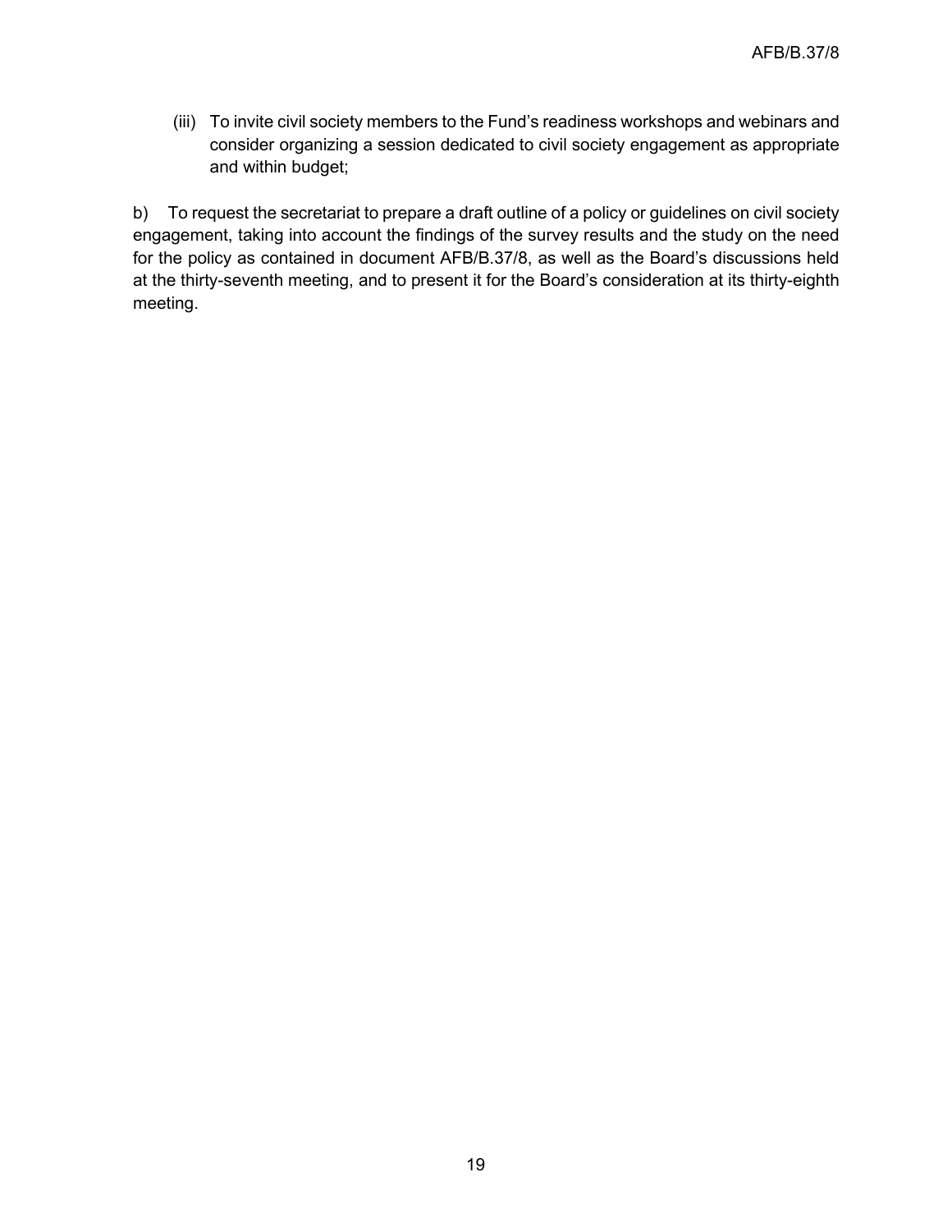(iii) To invite civil society members to the Fund's readiness workshops and webinars and consider organizing a session dedicated to civil society engagement as appropriate and within budget;

b) To request the secretariat to prepare a draft outline of a policy or guidelines on civil society engagement, taking into account the findings of the survey results and the study on the need for the policy as contained in document AFB/B.37/8, as well as the Board's discussions held at the thirty-seventh meeting, and to present it for the Board's consideration at its thirty-eighth meeting.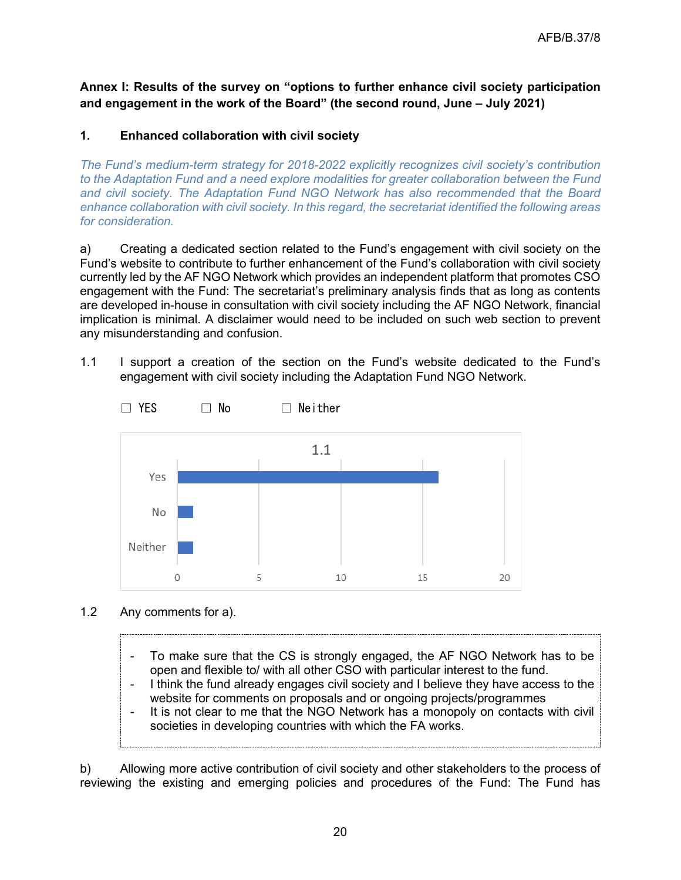**Annex I: Results of the survey on "options to further enhance civil society participation and engagement in the work of the Board" (the second round, June – July 2021)**

**1. Enhanced collaboration with civil society**

*The Fund's medium-term strategy for 2018-2022 explicitly recognizes civil society's contribution to the Adaptation Fund and a need explore modalities for greater collaboration between the Fund and civil society. The Adaptation Fund NGO Network has also recommended that the Board enhance collaboration with civil society. In this regard, the secretariat identified the following areas for consideration.*

a) Creating a dedicated section related to the Fund's engagement with civil society on the Fund's website to contribute to further enhancement of the Fund's collaboration with civil society currently led by the AF NGO Network which provides an independent platform that promotes CSO engagement with the Fund: The secretariat's preliminary analysis finds that as long as contents are developed in-house in consultation with civil society including the AF NGO Network, financial implication is minimal. A disclaimer would need to be included on such web section to prevent any misunderstanding and confusion.

1.1 I support a creation of the section on the Fund's website dedicated to the Fund's engagement with civil society including the Adaptation Fund NGO Network.

☐ YES ☐ No ☐ Neither

1.1

| Response | Count |
|---|---|
| Yes | 16 |
| No | 1 |
| Neither | 1 |

1.2 Any comments for a).

- To make sure that the CS is strongly engaged, the AF NGO Network has to be open and flexible to/ with all other CSO with particular interest to the fund.
- I think the fund already engages civil society and I believe they have access to the website for comments on proposals and or ongoing projects/programmes
- It is not clear to me that the NGO Network has a monopoly on contacts with civil societies in developing countries with which the FA works.

b) Allowing more active contribution of civil society and other stakeholders to the process of reviewing the existing and emerging policies and procedures of the Fund: The Fund has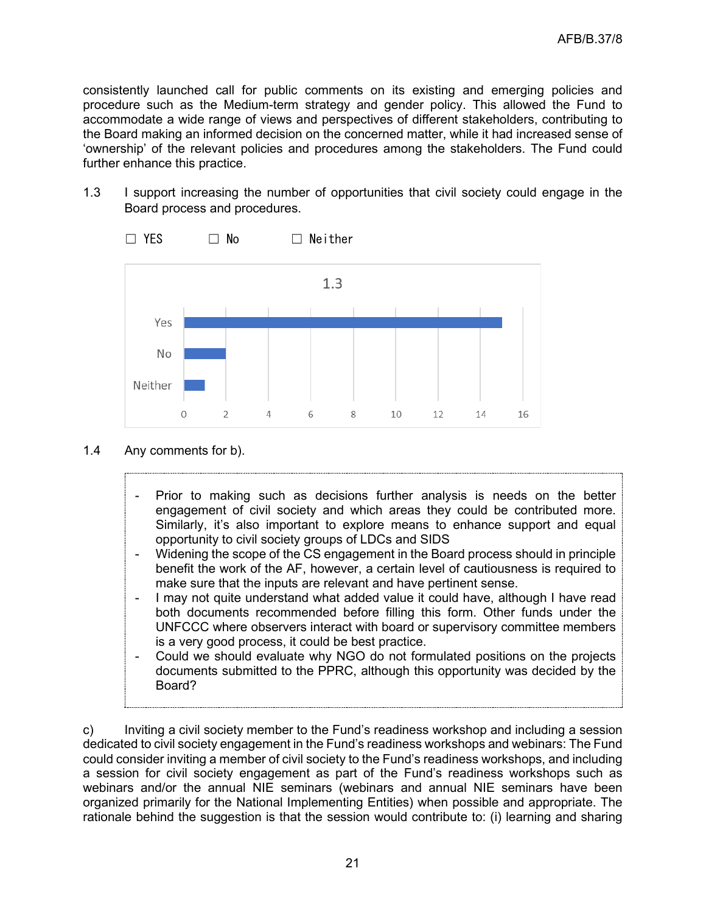consistently launched call for public comments on its existing and emerging policies and procedure such as the Medium-term strategy and gender policy. This allowed the Fund to accommodate a wide range of views and perspectives of different stakeholders, contributing to the Board making an informed decision on the concerned matter, while it had increased sense of 'ownership' of the relevant policies and procedures among the stakeholders. The Fund could further enhance this practice.

1.3 I support increasing the number of opportunities that civil society could engage in the Board process and procedures.

☐ YES ☐ No ☐ Neither

| 1.3 | |
|---|---|
| Yes | 15 |
| No | 2 |
| Neither | 1 |

1.4 Any comments for b).

- Prior to making such as decisions further analysis is needs on the better engagement of civil society and which areas they could be contributed more. Similarly, it's also important to explore means to enhance support and equal opportunity to civil society groups of LDCs and SIDS
- Widening the scope of the CS engagement in the Board process should in principle benefit the work of the AF, however, a certain level of cautiousness is required to make sure that the inputs are relevant and have pertinent sense.
- I may not quite understand what added value it could have, although I have read both documents recommended before filling this form. Other funds under the UNFCCC where observers interact with board or supervisory committee members is a very good process, it could be best practice.
- Could we should evaluate why NGO do not formulated positions on the projects documents submitted to the PPRC, although this opportunity was decided by the Board?

c) Inviting a civil society member to the Fund's readiness workshop and including a session dedicated to civil society engagement in the Fund's readiness workshops and webinars: The Fund could consider inviting a member of civil society to the Fund's readiness workshops, and including a session for civil society engagement as part of the Fund's readiness workshops such as webinars and/or the annual NIE seminars (webinars and annual NIE seminars have been organized primarily for the National Implementing Entities) when possible and appropriate. The rationale behind the suggestion is that the session would contribute to: (i) learning and sharing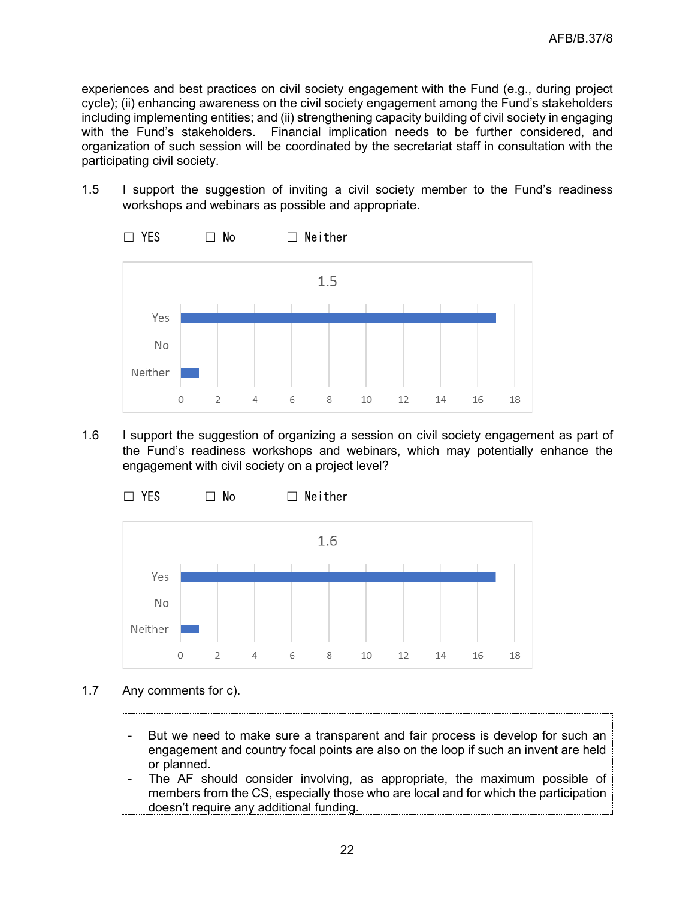experiences and best practices on civil society engagement with the Fund (e.g., during project cycle); (ii) enhancing awareness on the civil society engagement among the Fund's stakeholders including implementing entities; and (ii) strengthening capacity building of civil society in engaging with the Fund's stakeholders. Financial implication needs to be further considered, and organization of such session will be coordinated by the secretariat staff in consultation with the participating civil society.

1.5 I support the suggestion of inviting a civil society member to the Fund's readiness workshops and webinars as possible and appropriate.

☐ YES ☐ No ☐ Neither

1.5

| | |
|---|---|
| Yes | 17 |
| No | 0 |
| Neither | 1 |

1.6 I support the suggestion of organizing a session on civil society engagement as part of the Fund's readiness workshops and webinars, which may potentially enhance the engagement with civil society on a project level?

☐ YES ☐ No ☐ Neither

1.6

| | |
|---|---|
| Yes | 17 |
| No | 0 |
| Neither | 1 |

1.7 Any comments for c).

- But we need to make sure a transparent and fair process is develop for such an engagement and country focal points are also on the loop if such an invent are held or planned.
- The AF should consider involving, as appropriate, the maximum possible of members from the CS, especially those who are local and for which the participation doesn't require any additional funding.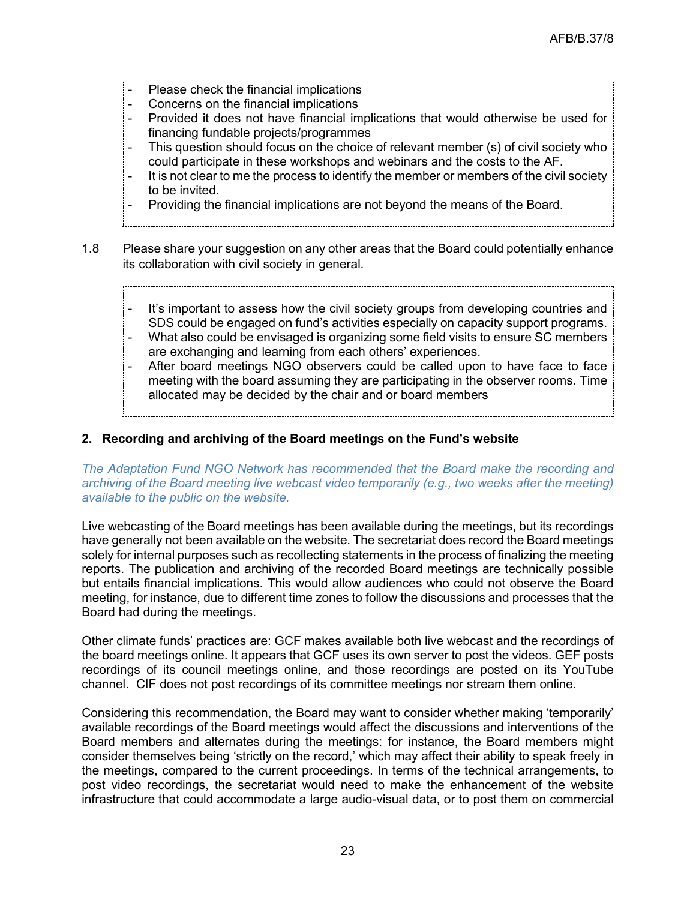- Please check the financial implications
- Concerns on the financial implications
- Provided it does not have financial implications that would otherwise be used for financing fundable projects/programmes
- This question should focus on the choice of relevant member (s) of civil society who could participate in these workshops and webinars and the costs to the AF.
- It is not clear to me the process to identify the member or members of the civil society to be invited.
- Providing the financial implications are not beyond the means of the Board.

1.8 Please share your suggestion on any other areas that the Board could potentially enhance its collaboration with civil society in general.

- It's important to assess how the civil society groups from developing countries and SDS could be engaged on fund's activities especially on capacity support programs.
- What also could be envisaged is organizing some field visits to ensure SC members are exchanging and learning from each others' experiences.
- After board meetings NGO observers could be called upon to have face to face meeting with the board assuming they are participating in the observer rooms. Time allocated may be decided by the chair and or board members

## 2. Recording and archiving of the Board meetings on the Fund's website

*The Adaptation Fund NGO Network has recommended that the Board make the recording and archiving of the Board meeting live webcast video temporarily (e.g., two weeks after the meeting) available to the public on the website.*

Live webcasting of the Board meetings has been available during the meetings, but its recordings have generally not been available on the website. The secretariat does record the Board meetings solely for internal purposes such as recollecting statements in the process of finalizing the meeting reports. The publication and archiving of the recorded Board meetings are technically possible but entails financial implications. This would allow audiences who could not observe the Board meeting, for instance, due to different time zones to follow the discussions and processes that the Board had during the meetings.

Other climate funds' practices are: GCF makes available both live webcast and the recordings of the board meetings online. It appears that GCF uses its own server to post the videos. GEF posts recordings of its council meetings online, and those recordings are posted on its YouTube channel. CIF does not post recordings of its committee meetings nor stream them online.

Considering this recommendation, the Board may want to consider whether making 'temporarily' available recordings of the Board meetings would affect the discussions and interventions of the Board members and alternates during the meetings: for instance, the Board members might consider themselves being 'strictly on the record,' which may affect their ability to speak freely in the meetings, compared to the current proceedings. In terms of the technical arrangements, to post video recordings, the secretariat would need to make the enhancement of the website infrastructure that could accommodate a large audio-visual data, or to post them on commercial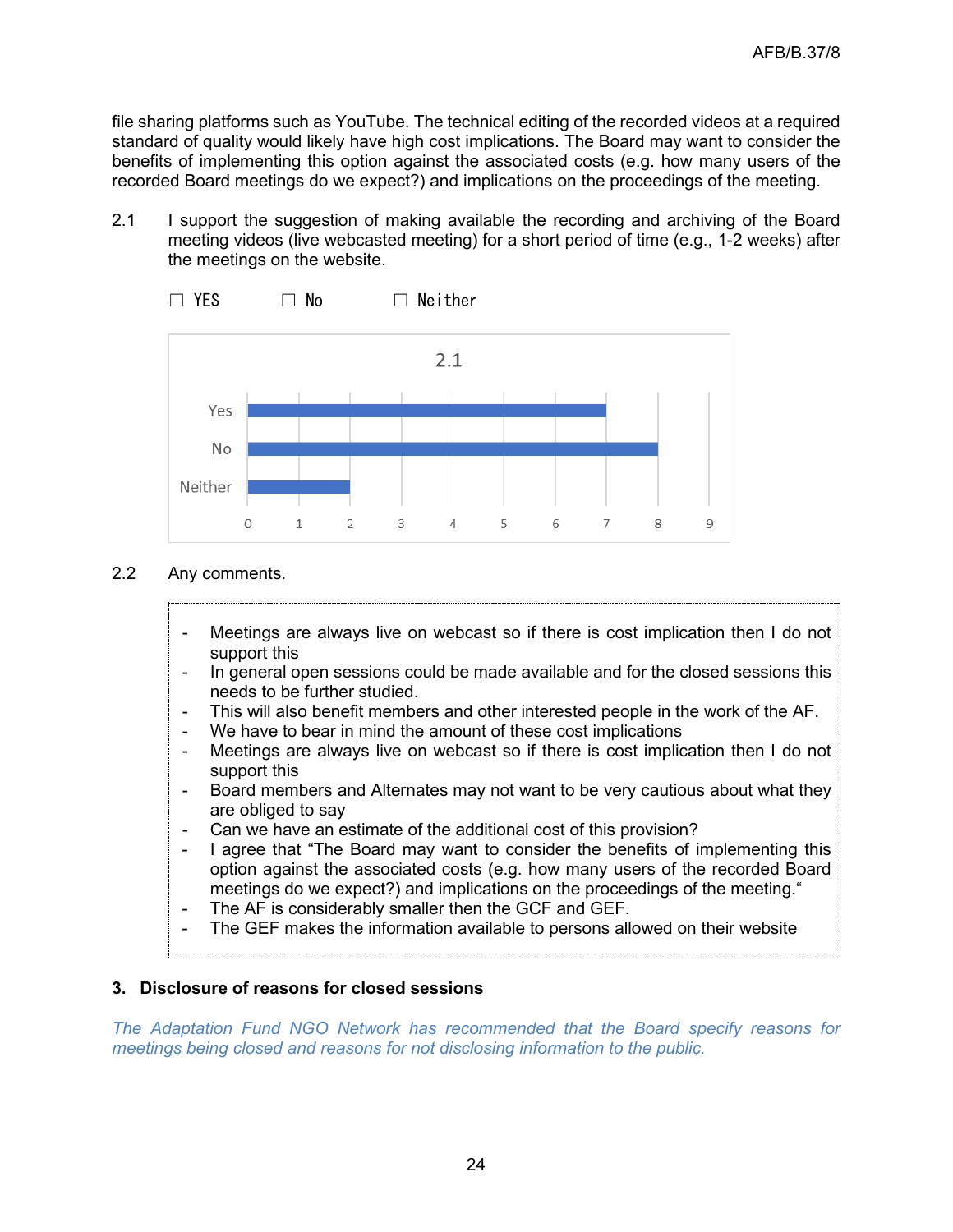file sharing platforms such as YouTube. The technical editing of the recorded videos at a required standard of quality would likely have high cost implications. The Board may want to consider the benefits of implementing this option against the associated costs (e.g. how many users of the recorded Board meetings do we expect?) and implications on the proceedings of the meeting.

2.1 I support the suggestion of making available the recording and archiving of the Board meeting videos (live webcasted meeting) for a short period of time (e.g., 1-2 weeks) after the meetings on the website.

☐ YES ☐ No ☐ Neither

| 2.1 | |
|---|---|
| Yes | 7 |
| No | 8 |
| Neither | 2 |

2.2 Any comments.

- Meetings are always live on webcast so if there is cost implication then I do not support this
- In general open sessions could be made available and for the closed sessions this needs to be further studied.
- This will also benefit members and other interested people in the work of the AF.
- We have to bear in mind the amount of these cost implications
- Meetings are always live on webcast so if there is cost implication then I do not support this
- Board members and Alternates may not want to be very cautious about what they are obliged to say
- Can we have an estimate of the additional cost of this provision?
- I agree that "The Board may want to consider the benefits of implementing this option against the associated costs (e.g. how many users of the recorded Board meetings do we expect?) and implications on the proceedings of the meeting."
- The AF is considerably smaller then the GCF and GEF.
- The GEF makes the information available to persons allowed on their website

## 3. Disclosure of reasons for closed sessions

*The Adaptation Fund NGO Network has recommended that the Board specify reasons for meetings being closed and reasons for not disclosing information to the public.*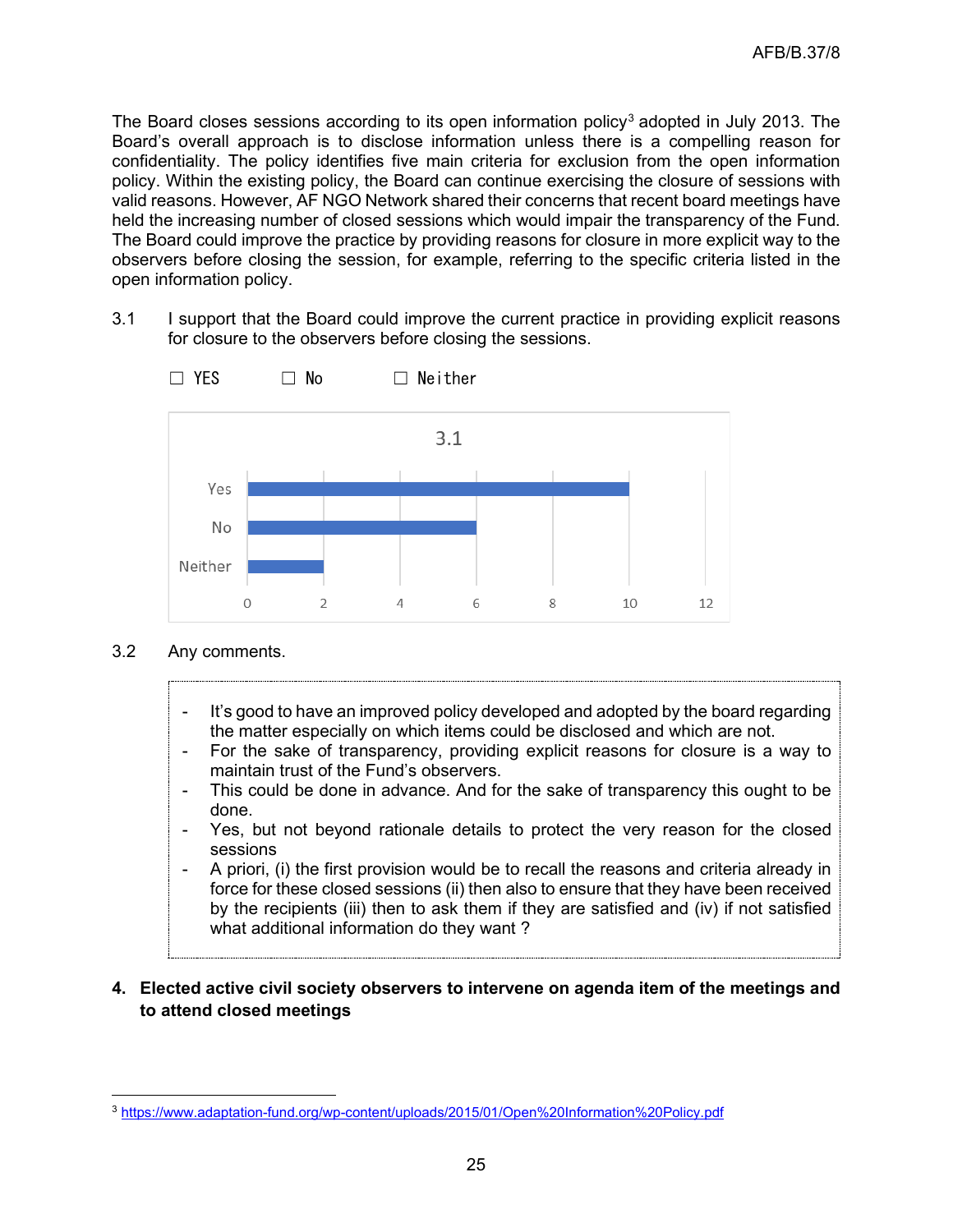The Board closes sessions according to its open information policy[3] adopted in July 2013. The Board's overall approach is to disclose information unless there is a compelling reason for confidentiality. The policy identifies five main criteria for exclusion from the open information policy. Within the existing policy, the Board can continue exercising the closure of sessions with valid reasons. However, AF NGO Network shared their concerns that recent board meetings have held the increasing number of closed sessions which would impair the transparency of the Fund. The Board could improve the practice by providing reasons for closure in more explicit way to the observers before closing the session, for example, referring to the specific criteria listed in the open information policy.

3.1 I support that the Board could improve the current practice in providing explicit reasons for closure to the observers before closing the sessions.

☐ YES ☐ No ☐ Neither

3.1

| Response | Count |
|---|---|
| Yes | 10 |
| No | 6 |
| Neither | 2 |

3.2 Any comments.

- It's good to have an improved policy developed and adopted by the board regarding the matter especially on which items could be disclosed and which are not.
- For the sake of transparency, providing explicit reasons for closure is a way to maintain trust of the Fund's observers.
- This could be done in advance. And for the sake of transparency this ought to be done.
- Yes, but not beyond rationale details to protect the very reason for the closed sessions
- A priori, (i) the first provision would be to recall the reasons and criteria already in force for these closed sessions (ii) then also to ensure that they have been received by the recipients (iii) then to ask them if they are satisfied and (iv) if not satisfied what additional information do they want ?

**4. Elected active civil society observers to intervene on agenda item of the meetings and to attend closed meetings**

[3] https://www.adaptation-fund.org/wp-content/uploads/2015/01/Open%20Information%20Policy.pdf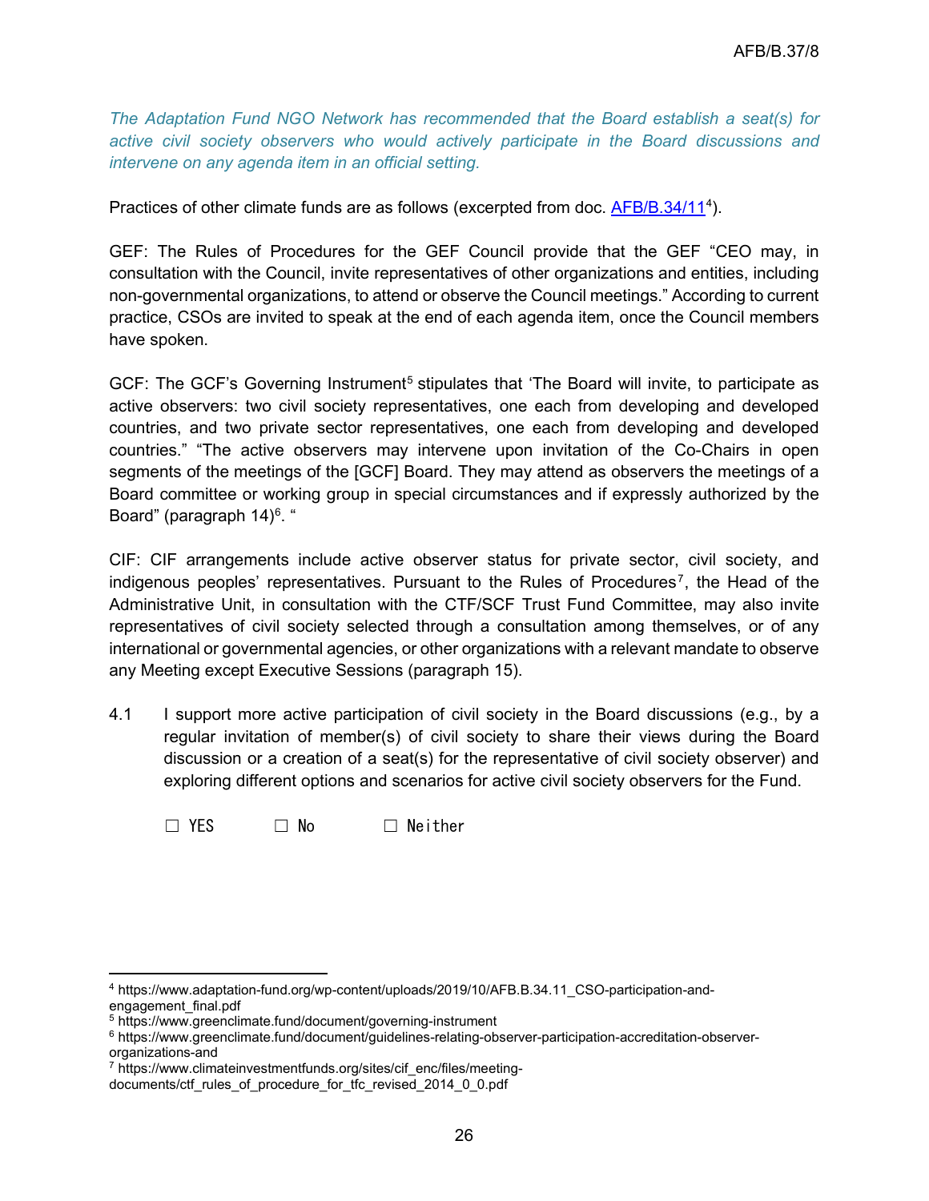*The Adaptation Fund NGO Network has recommended that the Board establish a seat(s) for active civil society observers who would actively participate in the Board discussions and intervene on any agenda item in an official setting.*

Practices of other climate funds are as follows (excerpted from doc. [AFB/B.34/11](https://www.adaptation-fund.org/wp-content/uploads/2019/10/AFB.B.34.11_CSO-participation-and-engagement_final.pdf)[4]).

GEF: The Rules of Procedures for the GEF Council provide that the GEF "CEO may, in consultation with the Council, invite representatives of other organizations and entities, including non-governmental organizations, to attend or observe the Council meetings." According to current practice, CSOs are invited to speak at the end of each agenda item, once the Council members have spoken.

GCF: The GCF's Governing Instrument[5] stipulates that 'The Board will invite, to participate as active observers: two civil society representatives, one each from developing and developed countries, and two private sector representatives, one each from developing and developed countries." "The active observers may intervene upon invitation of the Co-Chairs in open segments of the meetings of the [GCF] Board. They may attend as observers the meetings of a Board committee or working group in special circumstances and if expressly authorized by the Board" (paragraph 14)[6]. "

CIF: CIF arrangements include active observer status for private sector, civil society, and indigenous peoples' representatives. Pursuant to the Rules of Procedures[7], the Head of the Administrative Unit, in consultation with the CTF/SCF Trust Fund Committee, may also invite representatives of civil society selected through a consultation among themselves, or of any international or governmental agencies, or other organizations with a relevant mandate to observe any Meeting except Executive Sessions (paragraph 15).

4.1 I support more active participation of civil society in the Board discussions (e.g., by a regular invitation of member(s) of civil society to share their views during the Board discussion or a creation of a seat(s) for the representative of civil society observer) and exploring different options and scenarios for active civil society observers for the Fund.

☐ YES ☐ No ☐ Neither

---

[4] https://www.adaptation-fund.org/wp-content/uploads/2019/10/AFB.B.34.11_CSO-participation-and-engagement_final.pdf

[5] https://www.greenclimate.fund/document/governing-instrument

[6] https://www.greenclimate.fund/document/guidelines-relating-observer-participation-accreditation-observer-organizations-and

[7] https://www.climateinvestmentfunds.org/sites/cif_enc/files/meeting-documents/ctf_rules_of_procedure_for_tfc_revised_2014_0_0.pdf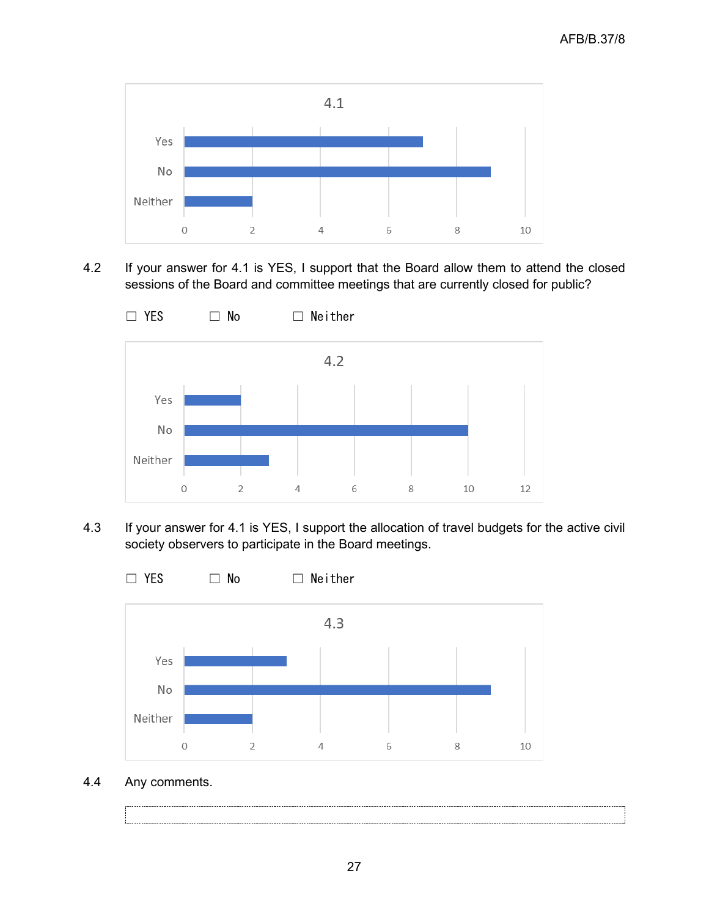**4.1**

| | Count |
|---|---|
| Yes | 7 |
| No | 9 |
| Neither | 2 |

4.2 If your answer for 4.1 is YES, I support that the Board allow them to attend the closed sessions of the Board and committee meetings that are currently closed for public?

☐ YES ☐ No ☐ Neither

**4.2**

| | Count |
|---|---|
| Yes | 2 |
| No | 10 |
| Neither | 3 |

4.3 If your answer for 4.1 is YES, I support the allocation of travel budgets for the active civil society observers to participate in the Board meetings.

☐ YES ☐ No ☐ Neither

**4.3**

| | Count |
|---|---|
| Yes | 3 |
| No | 9 |
| Neither | 2 |

4.4 Any comments.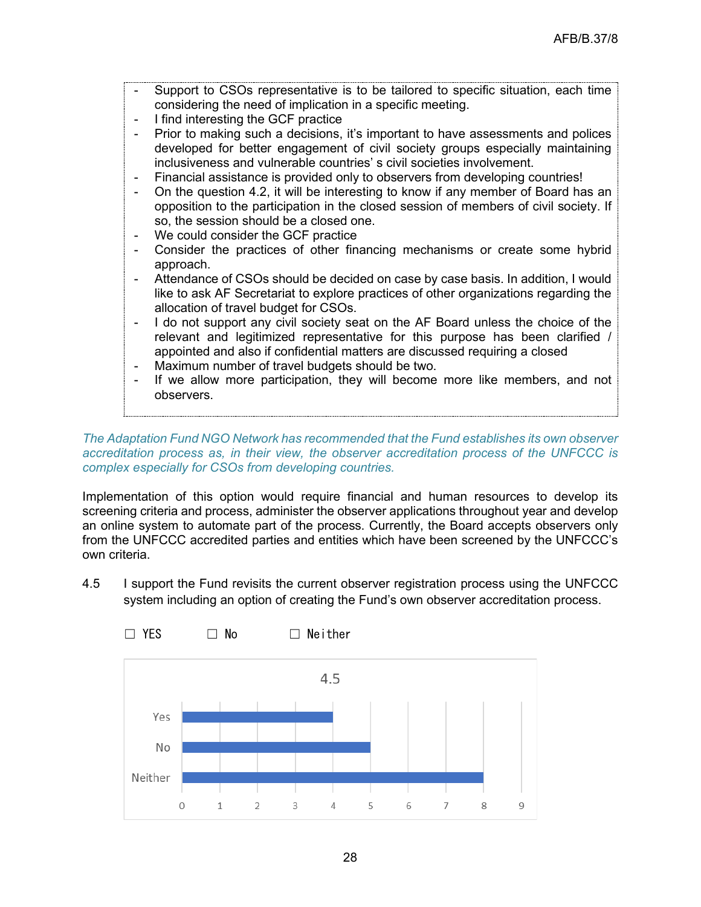- Support to CSOs representative is to be tailored to specific situation, each time considering the need of implication in a specific meeting.
- I find interesting the GCF practice
- Prior to making such a decisions, it's important to have assessments and polices developed for better engagement of civil society groups especially maintaining inclusiveness and vulnerable countries' s civil societies involvement.
- Financial assistance is provided only to observers from developing countries!
- On the question 4.2, it will be interesting to know if any member of Board has an opposition to the participation in the closed session of members of civil society. If so, the session should be a closed one.
- We could consider the GCF practice
- Consider the practices of other financing mechanisms or create some hybrid approach.
- Attendance of CSOs should be decided on case by case basis. In addition, I would like to ask AF Secretariat to explore practices of other organizations regarding the allocation of travel budget for CSOs.
- I do not support any civil society seat on the AF Board unless the choice of the relevant and legitimized representative for this purpose has been clarified / appointed and also if confidential matters are discussed requiring a closed
- Maximum number of travel budgets should be two.
- If we allow more participation, they will become more like members, and not observers.

*The Adaptation Fund NGO Network has recommended that the Fund establishes its own observer accreditation process as, in their view, the observer accreditation process of the UNFCCC is complex especially for CSOs from developing countries.*

Implementation of this option would require financial and human resources to develop its screening criteria and process, administer the observer applications throughout year and develop an online system to automate part of the process. Currently, the Board accepts observers only from the UNFCCC accredited parties and entities which have been screened by the UNFCCC's own criteria.

4.5 I support the Fund revisits the current observer registration process using the UNFCCC system including an option of creating the Fund's own observer accreditation process.

☐ YES ☐ No ☐ Neither

**4.5**

| Response | Count |
|---|---|
| Yes | 4 |
| No | 5 |
| Neither | 8 |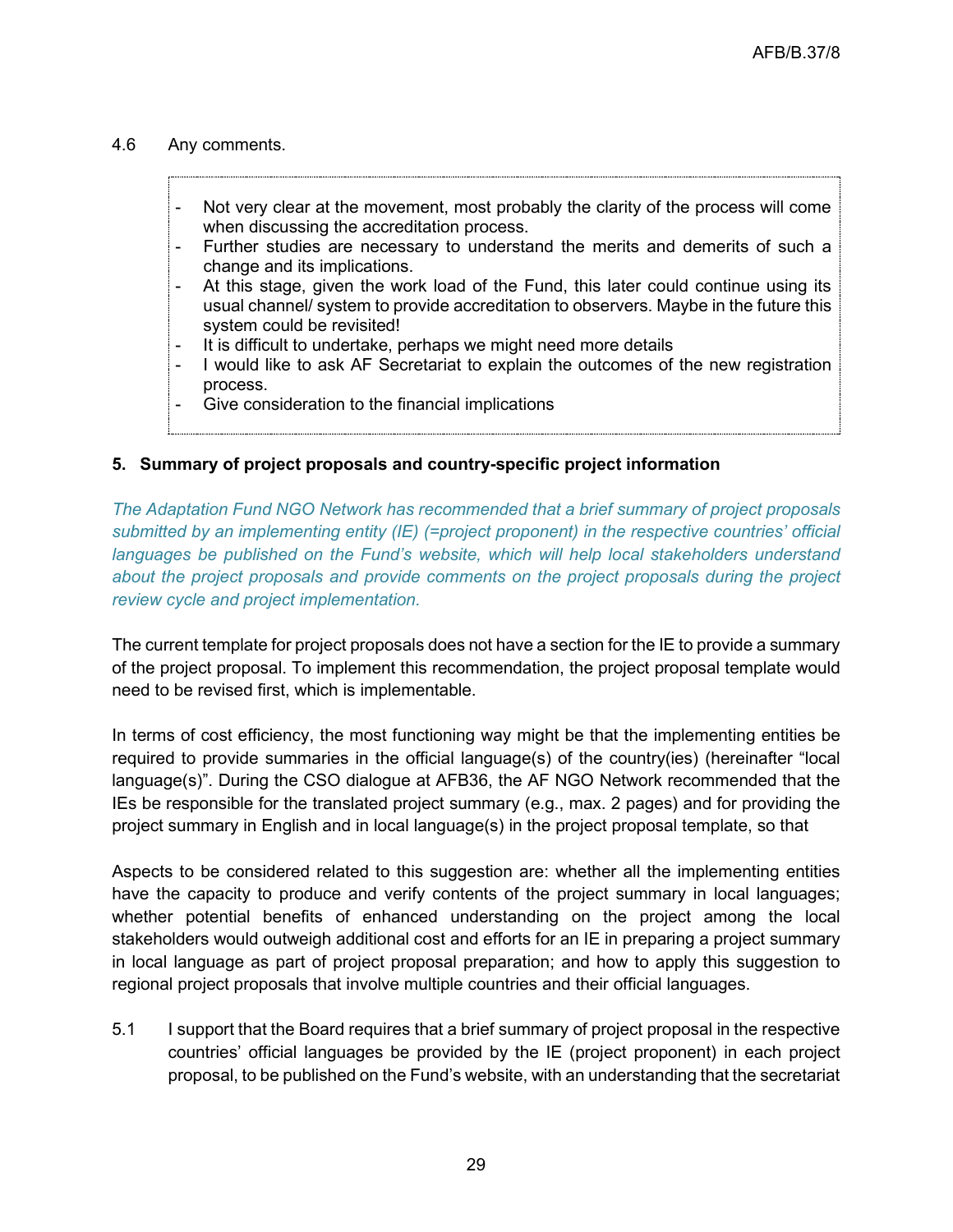4.6 Any comments.

- Not very clear at the movement, most probably the clarity of the process will come when discussing the accreditation process.
- Further studies are necessary to understand the merits and demerits of such a change and its implications.
- At this stage, given the work load of the Fund, this later could continue using its usual channel/ system to provide accreditation to observers. Maybe in the future this system could be revisited!
- It is difficult to undertake, perhaps we might need more details
- I would like to ask AF Secretariat to explain the outcomes of the new registration process.
- Give consideration to the financial implications

## 5. Summary of project proposals and country-specific project information

*The Adaptation Fund NGO Network has recommended that a brief summary of project proposals submitted by an implementing entity (IE) (=project proponent) in the respective countries' official languages be published on the Fund's website, which will help local stakeholders understand about the project proposals and provide comments on the project proposals during the project review cycle and project implementation.*

The current template for project proposals does not have a section for the IE to provide a summary of the project proposal. To implement this recommendation, the project proposal template would need to be revised first, which is implementable.

In terms of cost efficiency, the most functioning way might be that the implementing entities be required to provide summaries in the official language(s) of the country(ies) (hereinafter "local language(s)". During the CSO dialogue at AFB36, the AF NGO Network recommended that the IEs be responsible for the translated project summary (e.g., max. 2 pages) and for providing the project summary in English and in local language(s) in the project proposal template, so that

Aspects to be considered related to this suggestion are: whether all the implementing entities have the capacity to produce and verify contents of the project summary in local languages; whether potential benefits of enhanced understanding on the project among the local stakeholders would outweigh additional cost and efforts for an IE in preparing a project summary in local language as part of project proposal preparation; and how to apply this suggestion to regional project proposals that involve multiple countries and their official languages.

5.1 I support that the Board requires that a brief summary of project proposal in the respective countries' official languages be provided by the IE (project proponent) in each project proposal, to be published on the Fund's website, with an understanding that the secretariat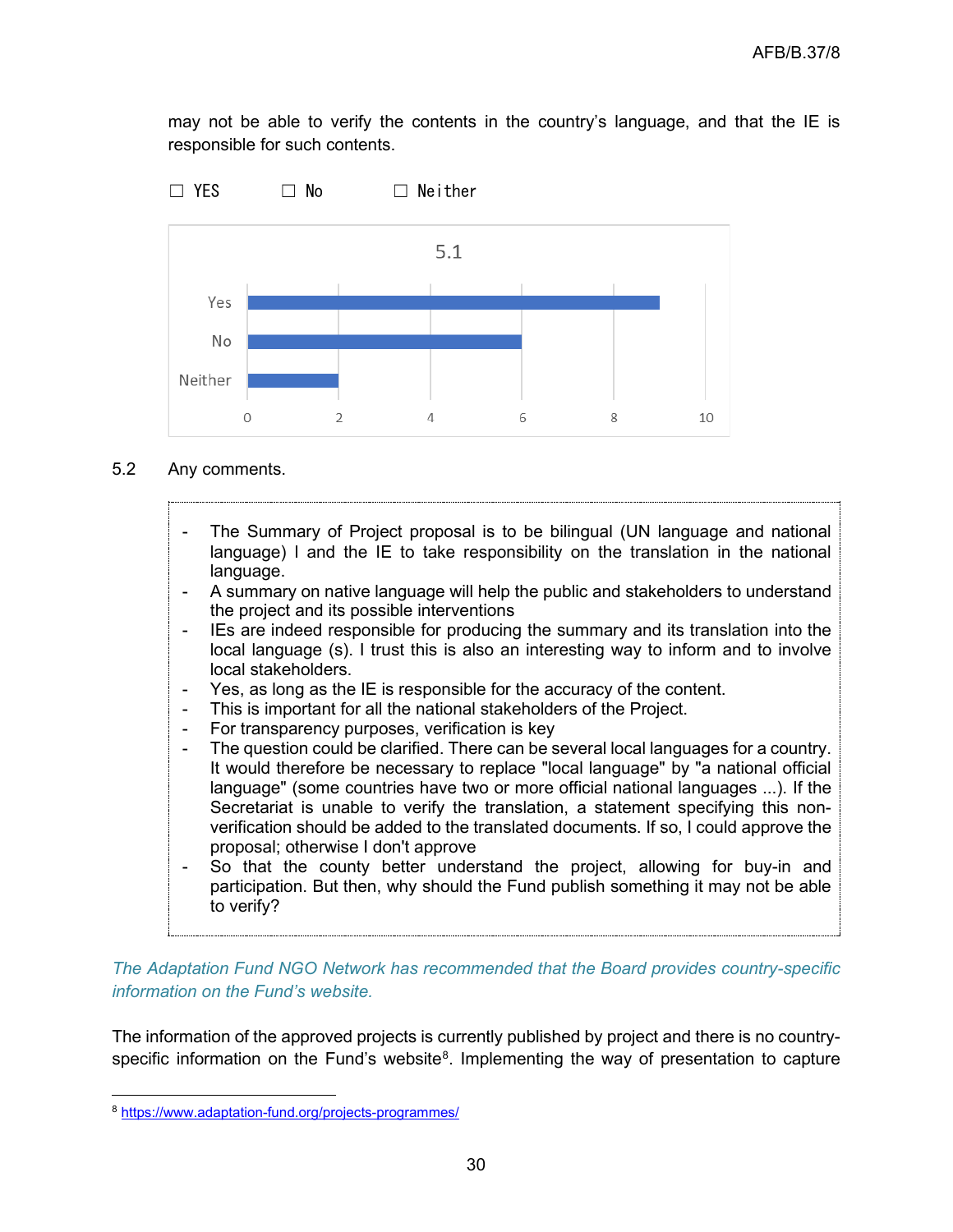may not be able to verify the contents in the country's language, and that the IE is responsible for such contents.

☐ YES ☐ No ☐ Neither

**5.1**

| | |
|---|---|
| Yes | 9 |
| No | 6 |
| Neither | 2 |

5.2 Any comments.

- The Summary of Project proposal is to be bilingual (UN language and national language) I and the IE to take responsibility on the translation in the national language.
- A summary on native language will help the public and stakeholders to understand the project and its possible interventions
- IEs are indeed responsible for producing the summary and its translation into the local language (s). I trust this is also an interesting way to inform and to involve local stakeholders.
- Yes, as long as the IE is responsible for the accuracy of the content.
- This is important for all the national stakeholders of the Project.
- For transparency purposes, verification is key
- The question could be clarified. There can be several local languages for a country. It would therefore be necessary to replace "local language" by "a national official language" (some countries have two or more official national languages ...). If the Secretariat is unable to verify the translation, a statement specifying this non-verification should be added to the translated documents. If so, I could approve the proposal; otherwise I don't approve
- So that the county better understand the project, allowing for buy-in and participation. But then, why should the Fund publish something it may not be able to verify?

*The Adaptation Fund NGO Network has recommended that the Board provides country-specific information on the Fund's website.*

The information of the approved projects is currently published by project and there is no country-specific information on the Fund's website[8]. Implementing the way of presentation to capture

[8] https://www.adaptation-fund.org/projects-programmes/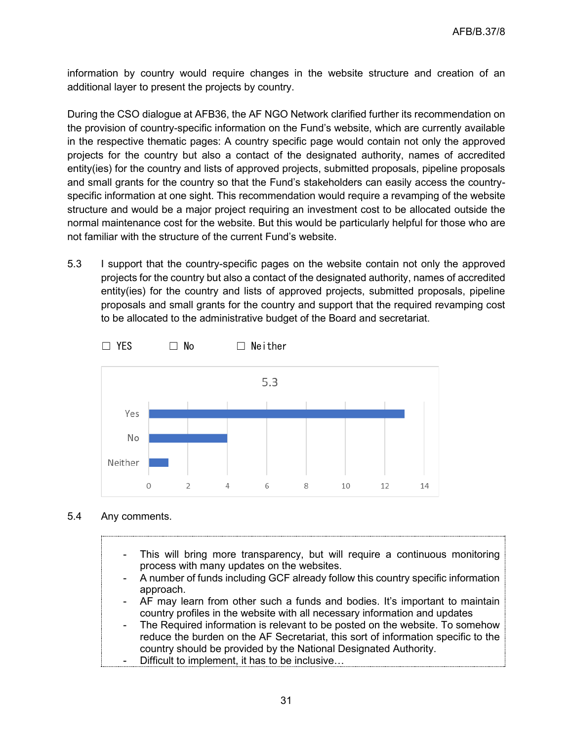information by country would require changes in the website structure and creation of an additional layer to present the projects by country.

During the CSO dialogue at AFB36, the AF NGO Network clarified further its recommendation on the provision of country-specific information on the Fund's website, which are currently available in the respective thematic pages: A country specific page would contain not only the approved projects for the country but also a contact of the designated authority, names of accredited entity(ies) for the country and lists of approved projects, submitted proposals, pipeline proposals and small grants for the country so that the Fund's stakeholders can easily access the country-specific information at one sight. This recommendation would require a revamping of the website structure and would be a major project requiring an investment cost to be allocated outside the normal maintenance cost for the website. But this would be particularly helpful for those who are not familiar with the structure of the current Fund's website.

5.3 I support that the country-specific pages on the website contain not only the approved projects for the country but also a contact of the designated authority, names of accredited entity(ies) for the country and lists of approved projects, submitted proposals, pipeline proposals and small grants for the country and support that the required revamping cost to be allocated to the administrative budget of the Board and secretariat.

☐ YES ☐ No ☐ Neither

5.3

| Response | Count |
|---|---|
| Yes | 13 |
| No | 4 |
| Neither | 1 |

5.4 Any comments.

- This will bring more transparency, but will require a continuous monitoring process with many updates on the websites.
- A number of funds including GCF already follow this country specific information approach.
- AF may learn from other such a funds and bodies. It's important to maintain country profiles in the website with all necessary information and updates
- The Required information is relevant to be posted on the website. To somehow reduce the burden on the AF Secretariat, this sort of information specific to the country should be provided by the National Designated Authority.
- Difficult to implement, it has to be inclusive…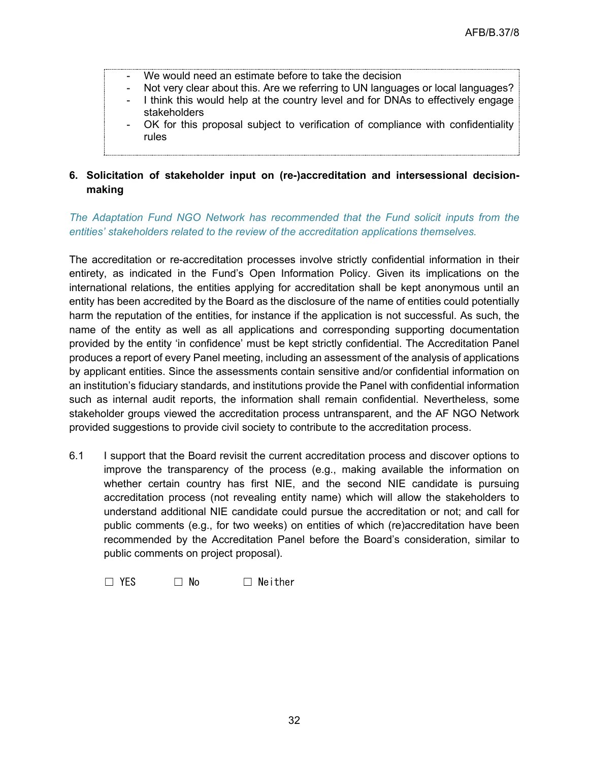- We would need an estimate before to take the decision
- Not very clear about this. Are we referring to UN languages or local languages?
- I think this would help at the country level and for DNAs to effectively engage stakeholders
- OK for this proposal subject to verification of compliance with confidentiality rules

**6. Solicitation of stakeholder input on (re-)accreditation and intersessional decision-making**

*The Adaptation Fund NGO Network has recommended that the Fund solicit inputs from the entities' stakeholders related to the review of the accreditation applications themselves.*

The accreditation or re-accreditation processes involve strictly confidential information in their entirety, as indicated in the Fund's Open Information Policy. Given its implications on the international relations, the entities applying for accreditation shall be kept anonymous until an entity has been accredited by the Board as the disclosure of the name of entities could potentially harm the reputation of the entities, for instance if the application is not successful. As such, the name of the entity as well as all applications and corresponding supporting documentation provided by the entity 'in confidence' must be kept strictly confidential. The Accreditation Panel produces a report of every Panel meeting, including an assessment of the analysis of applications by applicant entities. Since the assessments contain sensitive and/or confidential information on an institution's fiduciary standards, and institutions provide the Panel with confidential information such as internal audit reports, the information shall remain confidential. Nevertheless, some stakeholder groups viewed the accreditation process untransparent, and the AF NGO Network provided suggestions to provide civil society to contribute to the accreditation process.

6.1 I support that the Board revisit the current accreditation process and discover options to improve the transparency of the process (e.g., making available the information on whether certain country has first NIE, and the second NIE candidate is pursuing accreditation process (not revealing entity name) which will allow the stakeholders to understand additional NIE candidate could pursue the accreditation or not; and call for public comments (e.g., for two weeks) on entities of which (re)accreditation have been recommended by the Accreditation Panel before the Board's consideration, similar to public comments on project proposal).

☐ YES ☐ No ☐ Neither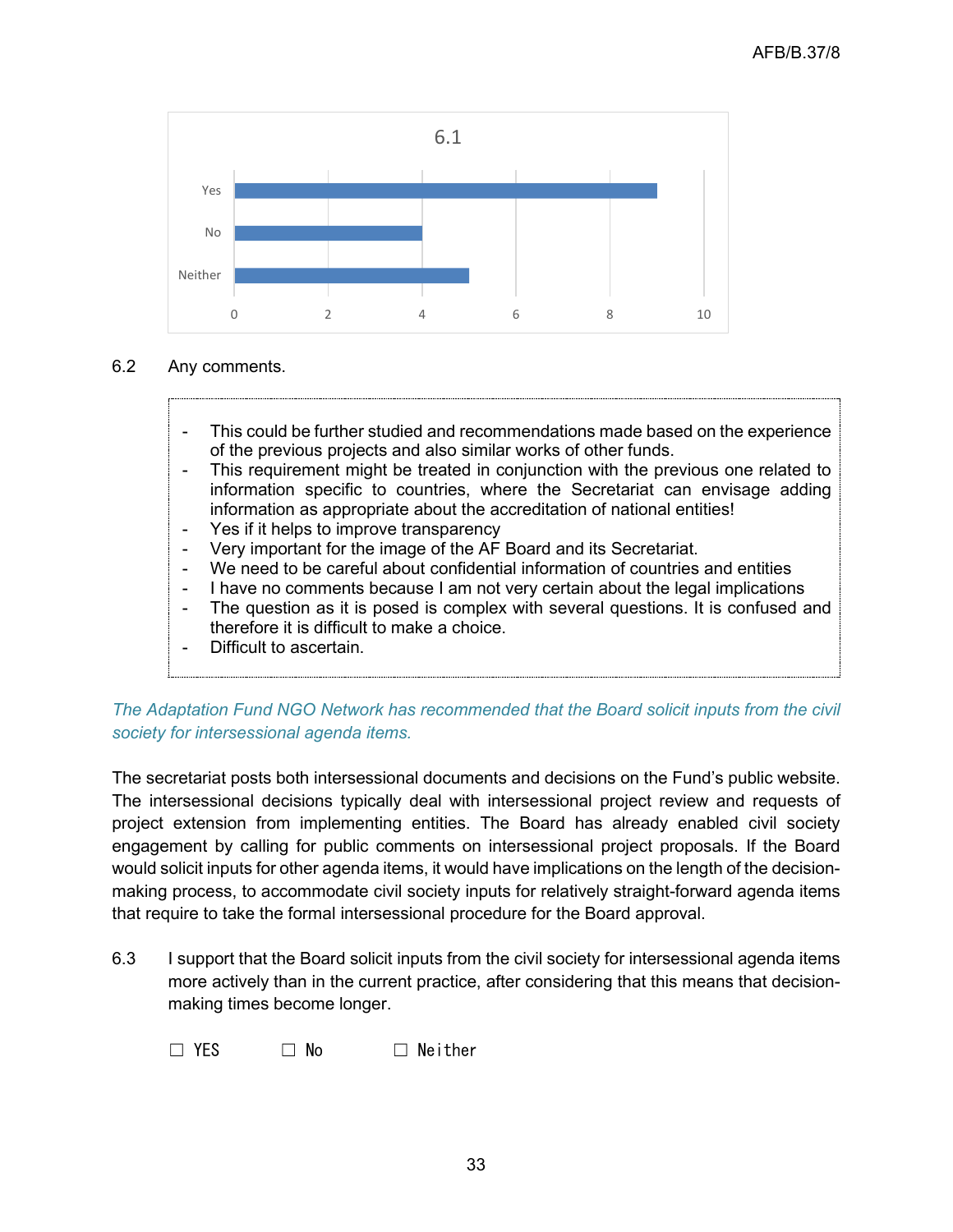6.1

| | Count |
|---|---|
| Yes | 9 |
| No | 4 |
| Neither | 5 |

6.2 Any comments.

- This could be further studied and recommendations made based on the experience of the previous projects and also similar works of other funds.
- This requirement might be treated in conjunction with the previous one related to information specific to countries, where the Secretariat can envisage adding information as appropriate about the accreditation of national entities!
- Yes if it helps to improve transparency
- Very important for the image of the AF Board and its Secretariat.
- We need to be careful about confidential information of countries and entities
- I have no comments because I am not very certain about the legal implications
- The question as it is posed is complex with several questions. It is confused and therefore it is difficult to make a choice.
- Difficult to ascertain.

*The Adaptation Fund NGO Network has recommended that the Board solicit inputs from the civil society for intersessional agenda items.*

The secretariat posts both intersessional documents and decisions on the Fund's public website. The intersessional decisions typically deal with intersessional project review and requests of project extension from implementing entities. The Board has already enabled civil society engagement by calling for public comments on intersessional project proposals. If the Board would solicit inputs for other agenda items, it would have implications on the length of the decision-making process, to accommodate civil society inputs for relatively straight-forward agenda items that require to take the formal intersessional procedure for the Board approval.

6.3 I support that the Board solicit inputs from the civil society for intersessional agenda items more actively than in the current practice, after considering that this means that decision-making times become longer.

☐ YES ☐ No ☐ Neither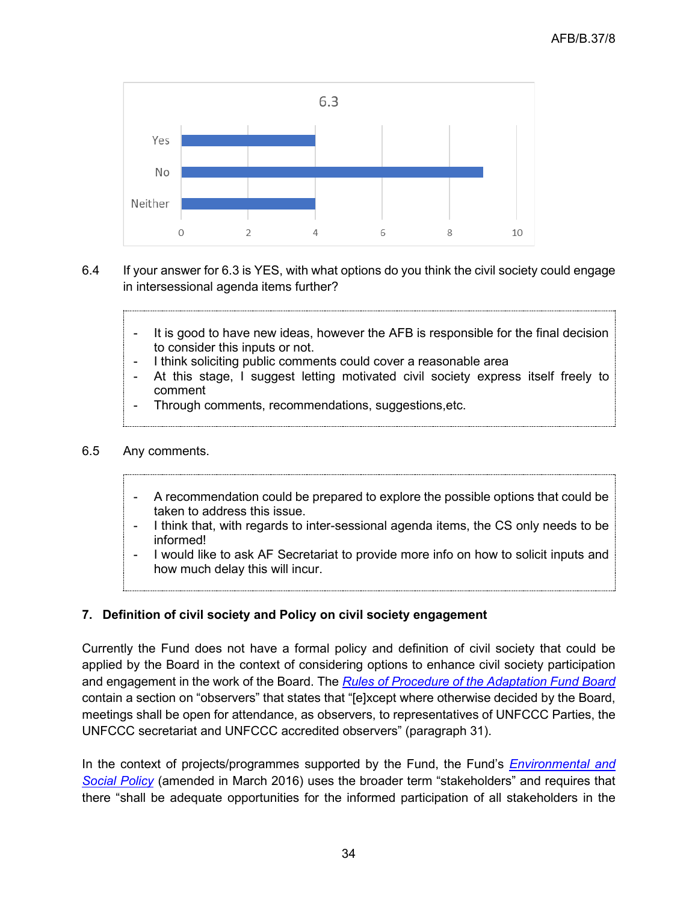6.3

| | Count |
|---|---|
| Yes | 4 |
| No | 9 |
| Neither | 4 |

6.4 If your answer for 6.3 is YES, with what options do you think the civil society could engage in intersessional agenda items further?

- It is good to have new ideas, however the AFB is responsible for the final decision to consider this inputs or not.
- I think soliciting public comments could cover a reasonable area
- At this stage, I suggest letting motivated civil society express itself freely to comment
- Through comments, recommendations, suggestions,etc.

6.5 Any comments.

- A recommendation could be prepared to explore the possible options that could be taken to address this issue.
- I think that, with regards to inter-sessional agenda items, the CS only needs to be informed!
- I would like to ask AF Secretariat to provide more info on how to solicit inputs and how much delay this will incur.

## 7. Definition of civil society and Policy on civil society engagement

Currently the Fund does not have a formal policy and definition of civil society that could be applied by the Board in the context of considering options to enhance civil society participation and engagement in the work of the Board. The *Rules of Procedure of the Adaptation Fund Board* contain a section on "observers" that states that "[e]xcept where otherwise decided by the Board, meetings shall be open for attendance, as observers, to representatives of UNFCCC Parties, the UNFCCC secretariat and UNFCCC accredited observers" (paragraph 31).

In the context of projects/programmes supported by the Fund, the Fund's *Environmental and Social Policy* (amended in March 2016) uses the broader term "stakeholders" and requires that there "shall be adequate opportunities for the informed participation of all stakeholders in the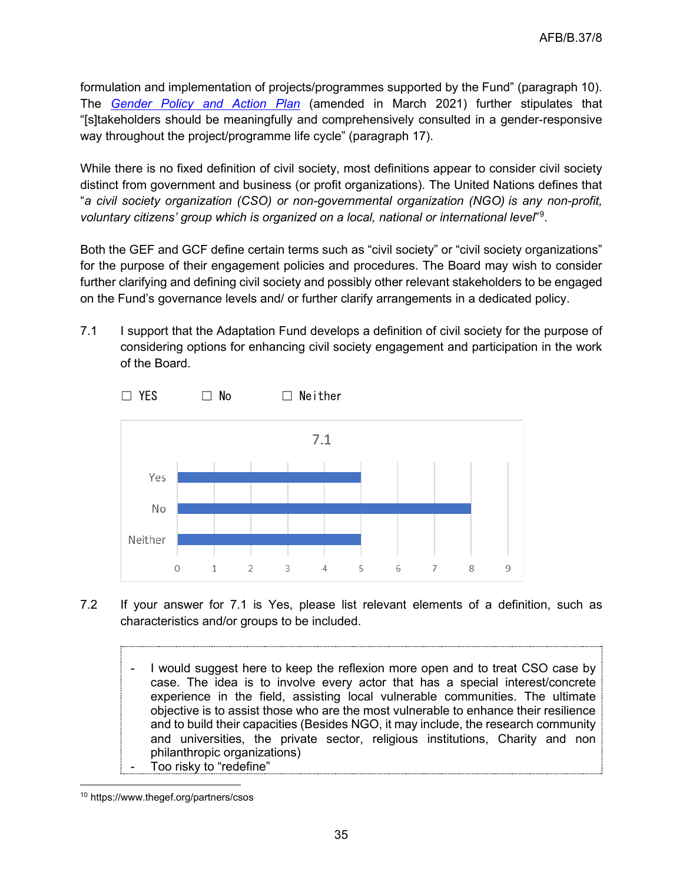formulation and implementation of projects/programmes supported by the Fund" (paragraph 10). The [Gender Policy and Action Plan](#) (amended in March 2021) further stipulates that "[s]takeholders should be meaningfully and comprehensively consulted in a gender-responsive way throughout the project/programme life cycle" (paragraph 17).

While there is no fixed definition of civil society, most definitions appear to consider civil society distinct from government and business (or profit organizations). The United Nations defines that "*a civil society organization (CSO) or non-governmental organization (NGO) is any non-profit, voluntary citizens' group which is organized on a local, national or international level*"[9].

Both the GEF and GCF define certain terms such as "civil society" or "civil society organizations" for the purpose of their engagement policies and procedures. The Board may wish to consider further clarifying and defining civil society and possibly other relevant stakeholders to be engaged on the Fund's governance levels and/ or further clarify arrangements in a dedicated policy.

7.1 I support that the Adaptation Fund develops a definition of civil society for the purpose of considering options for enhancing civil society engagement and participation in the work of the Board.

☐ YES ☐ No ☐ Neither

**7.1**

| Response | Count |
|---|---|
| Yes | 5 |
| No | 8 |
| Neither | 5 |

7.2 If your answer for 7.1 is Yes, please list relevant elements of a definition, such as characteristics and/or groups to be included.

- I would suggest here to keep the reflexion more open and to treat CSO case by case. The idea is to involve every actor that has a special interest/concrete experience in the field, assisting local vulnerable communities. The ultimate objective is to assist those who are the most vulnerable to enhance their resilience and to build their capacities (Besides NGO, it may include, the research community and universities, the private sector, religious institutions, Charity and non philanthropic organizations)
- Too risky to "redefine"

[10] https://www.thegef.org/partners/csos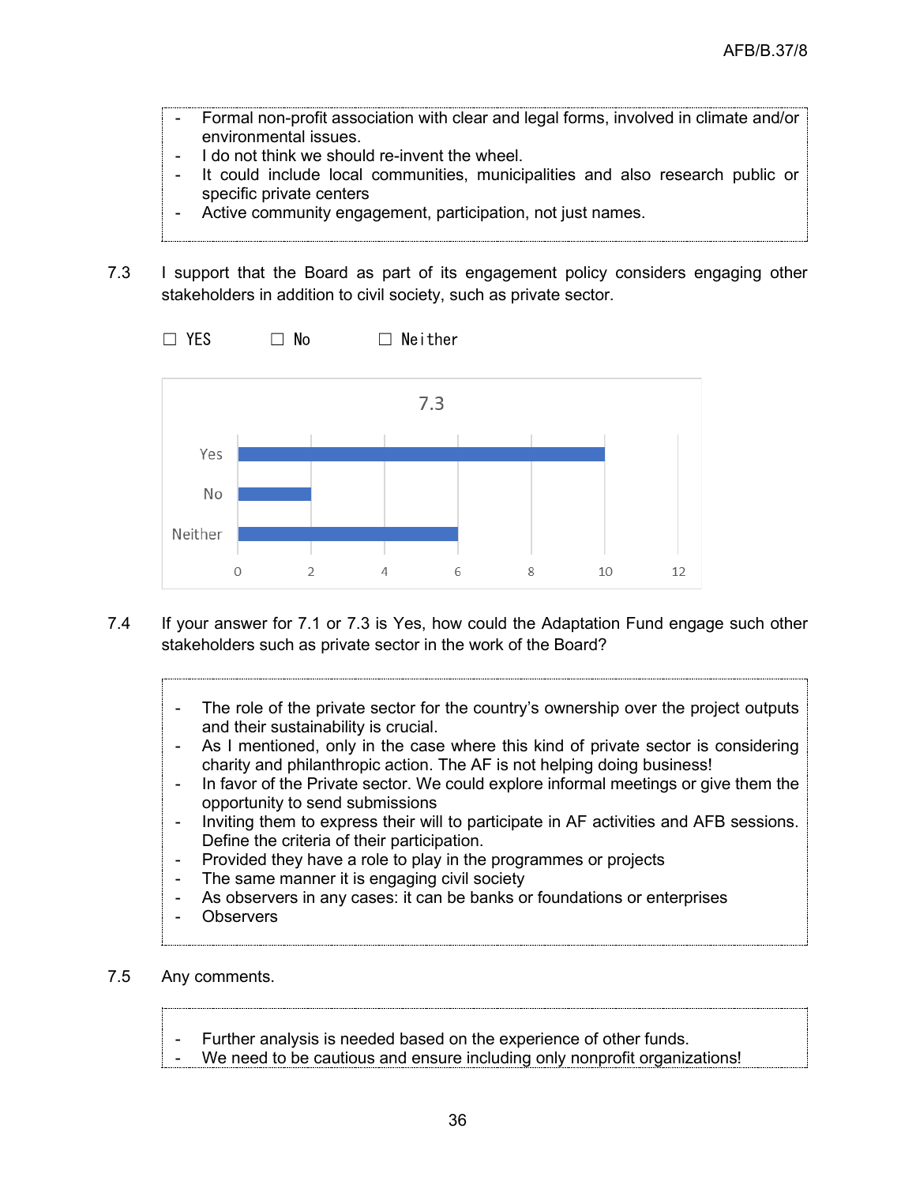- Formal non-profit association with clear and legal forms, involved in climate and/or environmental issues.
- I do not think we should re-invent the wheel.
- It could include local communities, municipalities and also research public or specific private centers
- Active community engagement, participation, not just names.

7.3 I support that the Board as part of its engagement policy considers engaging other stakeholders in addition to civil society, such as private sector.

☐ YES ☐ No ☐ Neither

| 7.3 | |
| --- | --- |
| Yes | 10 |
| No | 2 |
| Neither | 6 |

7.4 If your answer for 7.1 or 7.3 is Yes, how could the Adaptation Fund engage such other stakeholders such as private sector in the work of the Board?

- The role of the private sector for the country's ownership over the project outputs and their sustainability is crucial.
- As I mentioned, only in the case where this kind of private sector is considering charity and philanthropic action. The AF is not helping doing business!
- In favor of the Private sector. We could explore informal meetings or give them the opportunity to send submissions
- Inviting them to express their will to participate in AF activities and AFB sessions. Define the criteria of their participation.
- Provided they have a role to play in the programmes or projects
- The same manner it is engaging civil society
- As observers in any cases: it can be banks or foundations or enterprises
- Observers

7.5 Any comments.

- Further analysis is needed based on the experience of other funds.
- We need to be cautious and ensure including only nonprofit organizations!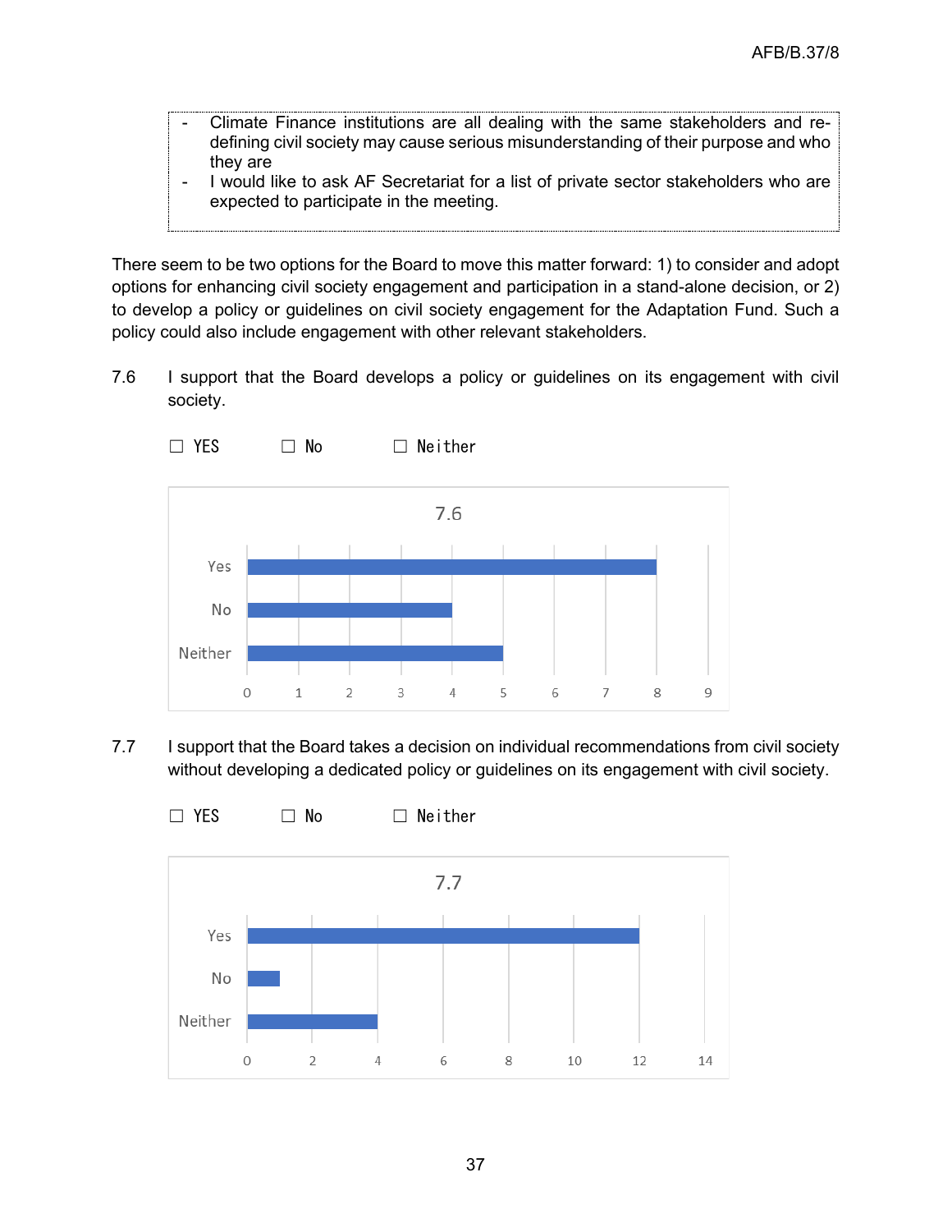- Climate Finance institutions are all dealing with the same stakeholders and re-defining civil society may cause serious misunderstanding of their purpose and who they are
- I would like to ask AF Secretariat for a list of private sector stakeholders who are expected to participate in the meeting.

There seem to be two options for the Board to move this matter forward: 1) to consider and adopt options for enhancing civil society engagement and participation in a stand-alone decision, or 2) to develop a policy or guidelines on civil society engagement for the Adaptation Fund. Such a policy could also include engagement with other relevant stakeholders.

7.6 I support that the Board develops a policy or guidelines on its engagement with civil society.

☐ YES ☐ No ☐ Neither

**7.6**

| Response | Count |
|---|---|
| Yes | 8 |
| No | 4 |
| Neither | 5 |

7.7 I support that the Board takes a decision on individual recommendations from civil society without developing a dedicated policy or guidelines on its engagement with civil society.

☐ YES ☐ No ☐ Neither

**7.7**

| Response | Count |
|---|---|
| Yes | 12 |
| No | 1 |
| Neither | 4 |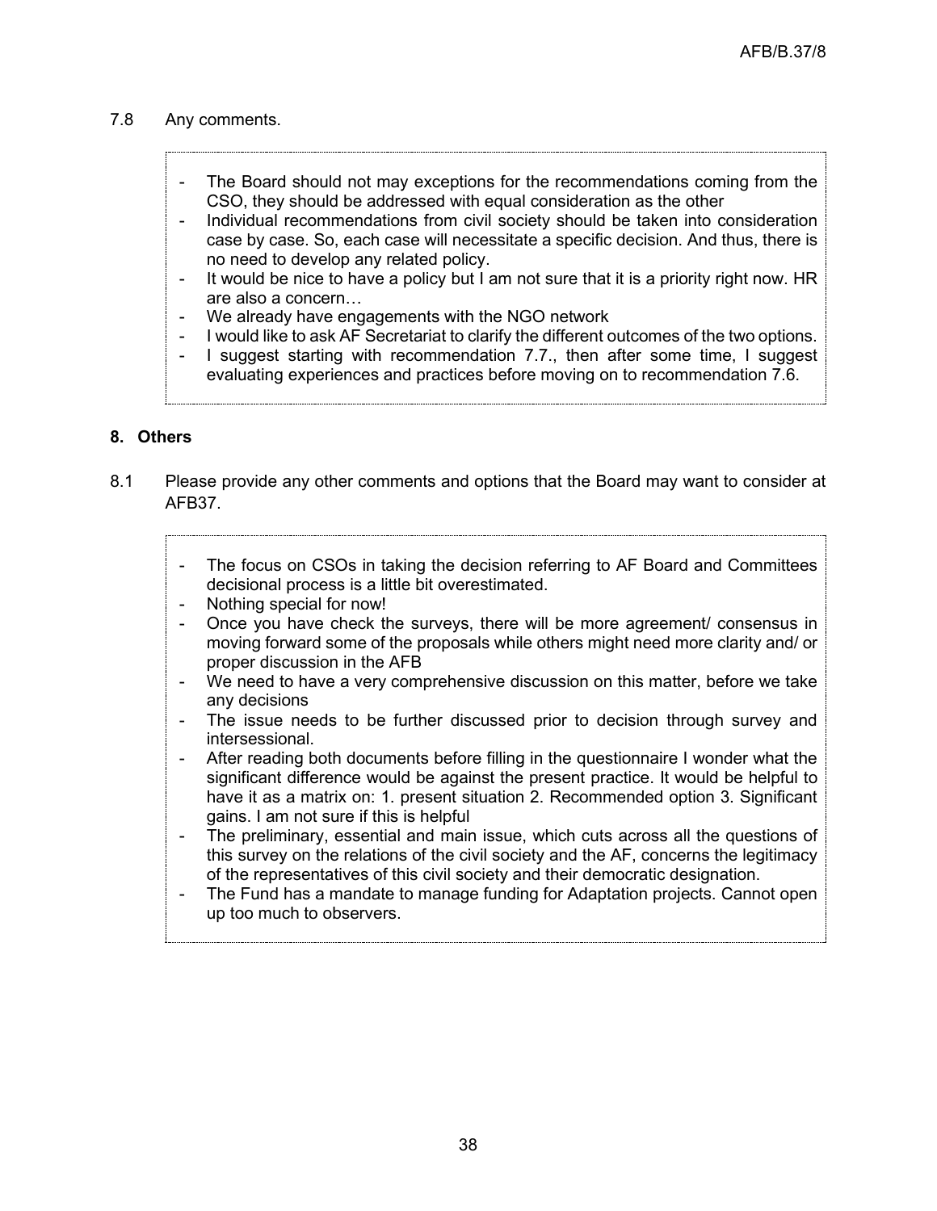7.8 Any comments.

- The Board should not may exceptions for the recommendations coming from the CSO, they should be addressed with equal consideration as the other
- Individual recommendations from civil society should be taken into consideration case by case. So, each case will necessitate a specific decision. And thus, there is no need to develop any related policy.
- It would be nice to have a policy but I am not sure that it is a priority right now. HR are also a concern…
- We already have engagements with the NGO network
- I would like to ask AF Secretariat to clarify the different outcomes of the two options.
- I suggest starting with recommendation 7.7., then after some time, I suggest evaluating experiences and practices before moving on to recommendation 7.6.

## 8. Others

8.1 Please provide any other comments and options that the Board may want to consider at AFB37.

- The focus on CSOs in taking the decision referring to AF Board and Committees decisional process is a little bit overestimated.
- Nothing special for now!
- Once you have check the surveys, there will be more agreement/ consensus in moving forward some of the proposals while others might need more clarity and/ or proper discussion in the AFB
- We need to have a very comprehensive discussion on this matter, before we take any decisions
- The issue needs to be further discussed prior to decision through survey and intersessional.
- After reading both documents before filling in the questionnaire I wonder what the significant difference would be against the present practice. It would be helpful to have it as a matrix on: 1. present situation 2. Recommended option 3. Significant gains. I am not sure if this is helpful
- The preliminary, essential and main issue, which cuts across all the questions of this survey on the relations of the civil society and the AF, concerns the legitimacy of the representatives of this civil society and their democratic designation.
- The Fund has a mandate to manage funding for Adaptation projects. Cannot open up too much to observers.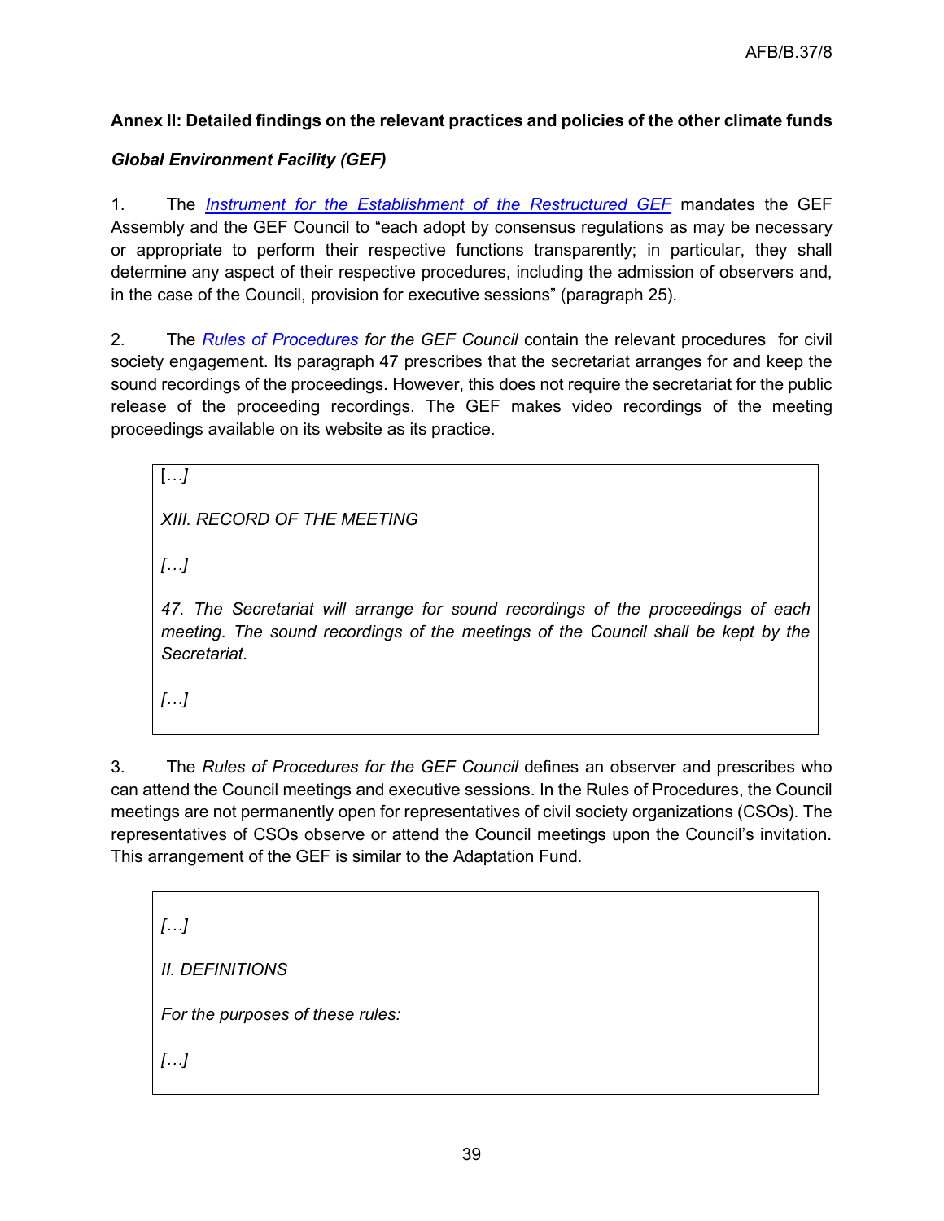**Annex II: Detailed findings on the relevant practices and policies of the other climate funds**

***Global Environment Facility (GEF)***

1. The *Instrument for the Establishment of the Restructured GEF* mandates the GEF Assembly and the GEF Council to "each adopt by consensus regulations as may be necessary or appropriate to perform their respective functions transparently; in particular, they shall determine any aspect of their respective procedures, including the admission of observers and, in the case of the Council, provision for executive sessions" (paragraph 25).

2. The *Rules of Procedures for the GEF Council* contain the relevant procedures for civil society engagement. Its paragraph 47 prescribes that the secretariat arranges for and keep the sound recordings of the proceedings. However, this does not require the secretariat for the public release of the proceeding recordings. The GEF makes video recordings of the meeting proceedings available on its website as its practice.

> […]
>
> *XIII. RECORD OF THE MEETING*
>
> *[…]*
>
> *47. The Secretariat will arrange for sound recordings of the proceedings of each meeting. The sound recordings of the meetings of the Council shall be kept by the Secretariat.*
>
> *[…]*

3. The *Rules of Procedures for the GEF Council* defines an observer and prescribes who can attend the Council meetings and executive sessions. In the Rules of Procedures, the Council meetings are not permanently open for representatives of civil society organizations (CSOs). The representatives of CSOs observe or attend the Council meetings upon the Council's invitation. This arrangement of the GEF is similar to the Adaptation Fund.

> *[…]*
>
> *II. DEFINITIONS*
>
> *For the purposes of these rules:*
>
> *[…]*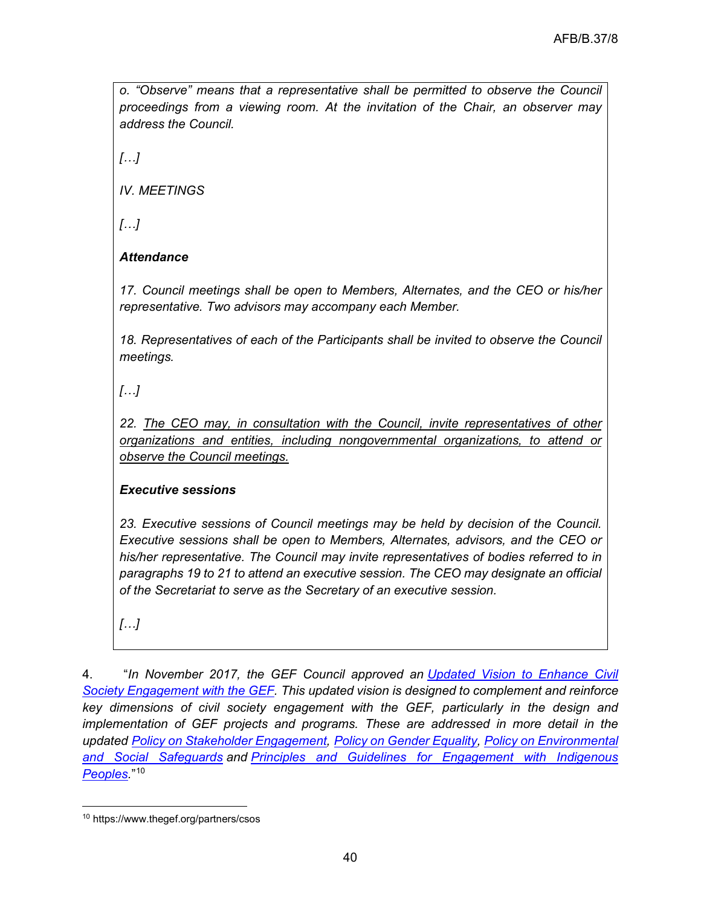*o. "Observe" means that a representative shall be permitted to observe the Council proceedings from a viewing room. At the invitation of the Chair, an observer may address the Council.*

*[…]*

*IV. MEETINGS*

*[…]*

***Attendance***

*17. Council meetings shall be open to Members, Alternates, and the CEO or his/her representative. Two advisors may accompany each Member.*

*18. Representatives of each of the Participants shall be invited to observe the Council meetings.*

*[…]*

*22. <u>The CEO may, in consultation with the Council, invite representatives of other organizations and entities, including nongovernmental organizations, to attend or observe the Council meetings.</u>*

***Executive sessions***

*23. Executive sessions of Council meetings may be held by decision of the Council. Executive sessions shall be open to Members, Alternates, advisors, and the CEO or his/her representative. The Council may invite representatives of bodies referred to in paragraphs 19 to 21 to attend an executive session. The CEO may designate an official of the Secretariat to serve as the Secretary of an executive session.*

*[…]*

4. "*In November 2017, the GEF Council approved an Updated Vision to Enhance Civil Society Engagement with the GEF. This updated vision is designed to complement and reinforce key dimensions of civil society engagement with the GEF, particularly in the design and implementation of GEF projects and programs. These are addressed in more detail in the updated Policy on Stakeholder Engagement, Policy on Gender Equality, Policy on Environmental and Social Safeguards and Principles and Guidelines for Engagement with Indigenous Peoples.*"[10]

[10] https://www.thegef.org/partners/csos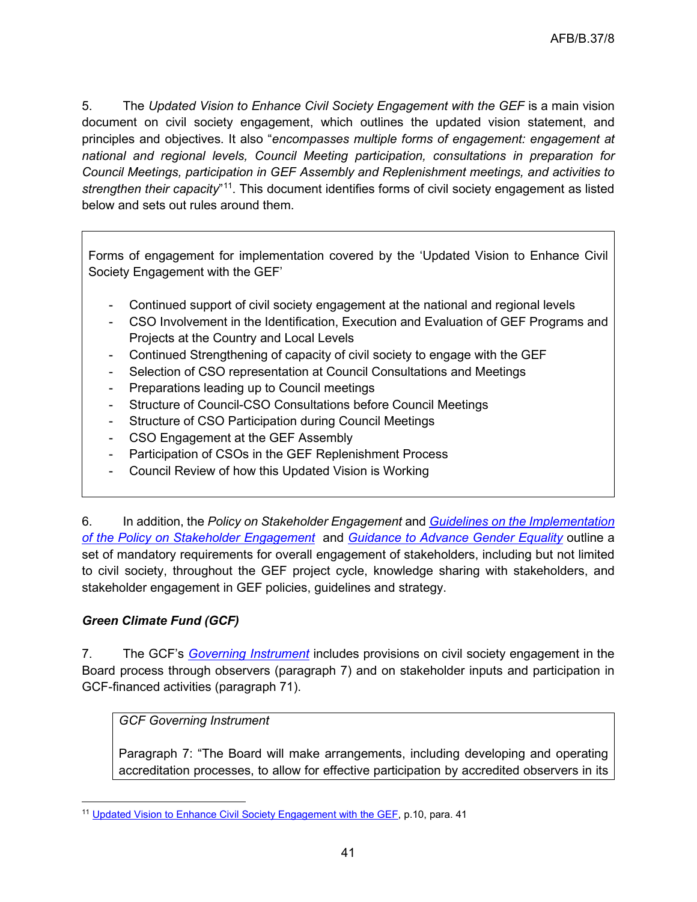5. The *Updated Vision to Enhance Civil Society Engagement with the GEF* is a main vision document on civil society engagement, which outlines the updated vision statement, and principles and objectives. It also "*encompasses multiple forms of engagement: engagement at national and regional levels, Council Meeting participation, consultations in preparation for Council Meetings, participation in GEF Assembly and Replenishment meetings, and activities to strengthen their capacity*"[11]. This document identifies forms of civil society engagement as listed below and sets out rules around them.

> Forms of engagement for implementation covered by the 'Updated Vision to Enhance Civil Society Engagement with the GEF'
>
> - Continued support of civil society engagement at the national and regional levels
> - CSO Involvement in the Identification, Execution and Evaluation of GEF Programs and Projects at the Country and Local Levels
> - Continued Strengthening of capacity of civil society to engage with the GEF
> - Selection of CSO representation at Council Consultations and Meetings
> - Preparations leading up to Council meetings
> - Structure of Council-CSO Consultations before Council Meetings
> - Structure of CSO Participation during Council Meetings
> - CSO Engagement at the GEF Assembly
> - Participation of CSOs in the GEF Replenishment Process
> - Council Review of how this Updated Vision is Working

6. In addition, the *Policy on Stakeholder Engagement* and *Guidelines on the Implementation of the Policy on Stakeholder Engagement* and *Guidance to Advance Gender Equality* outline a set of mandatory requirements for overall engagement of stakeholders, including but not limited to civil society, throughout the GEF project cycle, knowledge sharing with stakeholders, and stakeholder engagement in GEF policies, guidelines and strategy.

### *Green Climate Fund (GCF)*

7. The GCF's *Governing Instrument* includes provisions on civil society engagement in the Board process through observers (paragraph 7) and on stakeholder inputs and participation in GCF-financed activities (paragraph 71).

> *GCF Governing Instrument*
>
> Paragraph 7: "The Board will make arrangements, including developing and operating accreditation processes, to allow for effective participation by accredited observers in its

[11] Updated Vision to Enhance Civil Society Engagement with the GEF, p.10, para. 41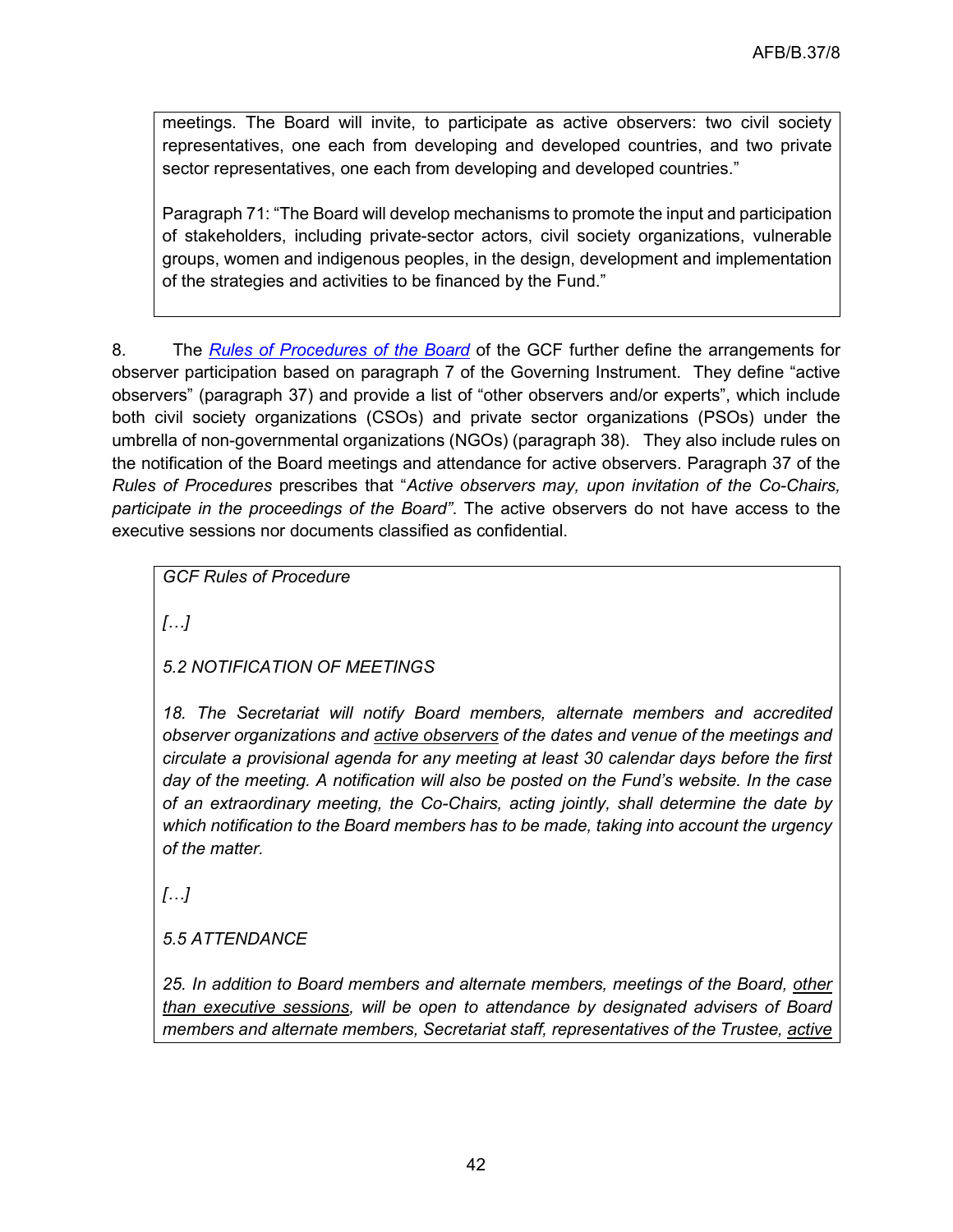> meetings. The Board will invite, to participate as active observers: two civil society representatives, one each from developing and developed countries, and two private sector representatives, one each from developing and developed countries."
>
> Paragraph 71: "The Board will develop mechanisms to promote the input and participation of stakeholders, including private-sector actors, civil society organizations, vulnerable groups, women and indigenous peoples, in the design, development and implementation of the strategies and activities to be financed by the Fund."

8. The *Rules of Procedures of the Board* of the GCF further define the arrangements for observer participation based on paragraph 7 of the Governing Instrument. They define "active observers" (paragraph 37) and provide a list of "other observers and/or experts", which include both civil society organizations (CSOs) and private sector organizations (PSOs) under the umbrella of non-governmental organizations (NGOs) (paragraph 38). They also include rules on the notification of the Board meetings and attendance for active observers. Paragraph 37 of the *Rules of Procedures* prescribes that "*Active observers may, upon invitation of the Co-Chairs, participate in the proceedings of the Board*". The active observers do not have access to the executive sessions nor documents classified as confidential.

> *GCF Rules of Procedure*
>
> *[…]*
>
> *5.2 NOTIFICATION OF MEETINGS*
>
> *18. The Secretariat will notify Board members, alternate members and accredited observer organizations and <u>active observers</u> of the dates and venue of the meetings and circulate a provisional agenda for any meeting at least 30 calendar days before the first day of the meeting. A notification will also be posted on the Fund's website. In the case of an extraordinary meeting, the Co-Chairs, acting jointly, shall determine the date by which notification to the Board members has to be made, taking into account the urgency of the matter.*
>
> *[…]*
>
> *5.5 ATTENDANCE*
>
> *25. In addition to Board members and alternate members, meetings of the Board, <u>other than executive sessions</u>, will be open to attendance by designated advisers of Board members and alternate members, Secretariat staff, representatives of the Trustee, <u>active</u>*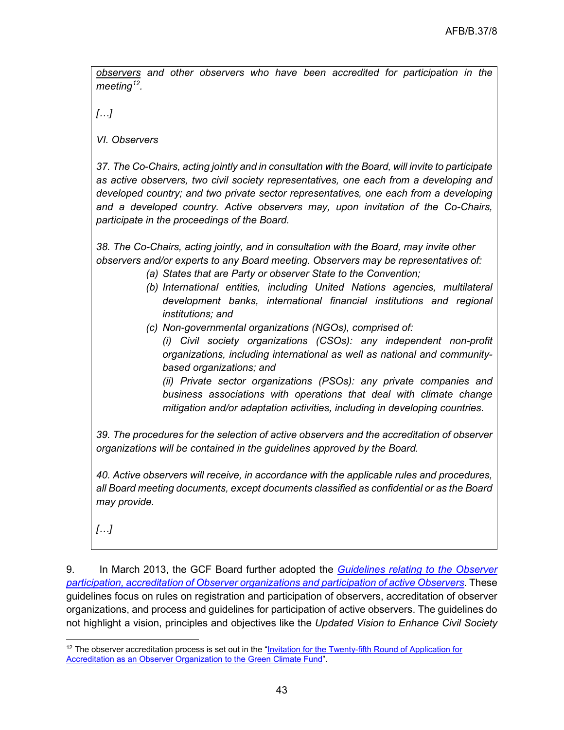*<u>observers</u> and other observers who have been accredited for participation in the meeting*[12]*.*

*[…]*

*VI. Observers*

*37. The Co-Chairs, acting jointly and in consultation with the Board, will invite to participate as active observers, two civil society representatives, one each from a developing and developed country; and two private sector representatives, one each from a developing and a developed country. Active observers may, upon invitation of the Co-Chairs, participate in the proceedings of the Board.*

*38. The Co-Chairs, acting jointly, and in consultation with the Board, may invite other observers and/or experts to any Board meeting. Observers may be representatives of:*

*(a) States that are Party or observer State to the Convention;*

*(b) International entities, including United Nations agencies, multilateral development banks, international financial institutions and regional institutions; and*

*(c) Non-governmental organizations (NGOs), comprised of:*

*(i) Civil society organizations (CSOs): any independent non-profit organizations, including international as well as national and community-based organizations; and*

*(ii) Private sector organizations (PSOs): any private companies and business associations with operations that deal with climate change mitigation and/or adaptation activities, including in developing countries.*

*39. The procedures for the selection of active observers and the accreditation of observer organizations will be contained in the guidelines approved by the Board.*

*40. Active observers will receive, in accordance with the applicable rules and procedures, all Board meeting documents, except documents classified as confidential or as the Board may provide.*

*[…]*

9. In March 2013, the GCF Board further adopted the [*Guidelines relating to the Observer participation, accreditation of Observer organizations and participation of active Observers*](). These guidelines focus on rules on registration and participation of observers, accreditation of observer organizations, and process and guidelines for participation of active observers. The guidelines do not highlight a vision, principles and objectives like the *Updated Vision to Enhance Civil Society*

[12] The observer accreditation process is set out in the "[Invitation for the Twenty-fifth Round of Application for Accreditation as an Observer Organization to the Green Climate Fund]()".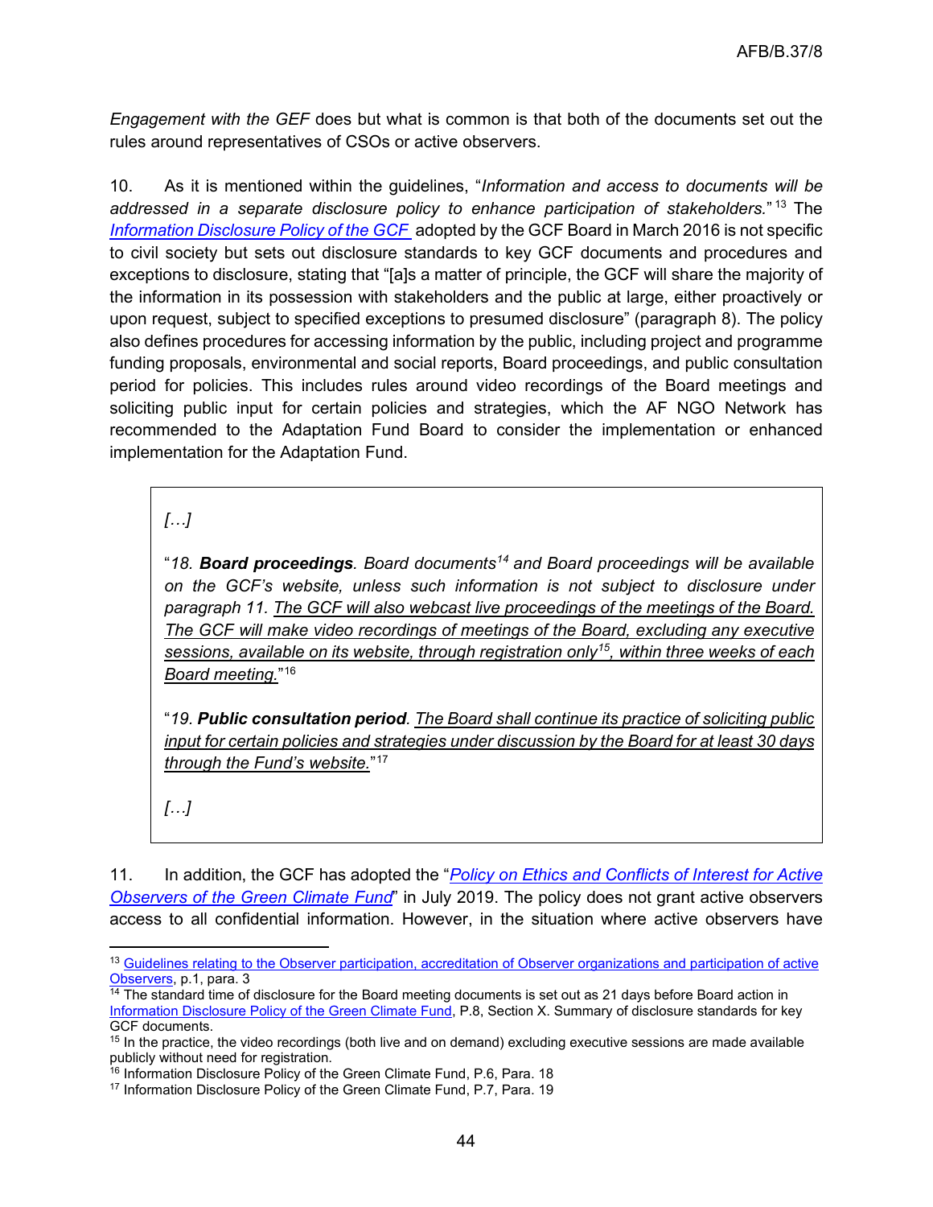*Engagement with the GEF* does but what is common is that both of the documents set out the rules around representatives of CSOs or active observers.

10. As it is mentioned within the guidelines, "*Information and access to documents will be addressed in a separate disclosure policy to enhance participation of stakeholders.*"[13] The *Information Disclosure Policy of the GCF* adopted by the GCF Board in March 2016 is not specific to civil society but sets out disclosure standards to key GCF documents and procedures and exceptions to disclosure, stating that "[a]s a matter of principle, the GCF will share the majority of the information in its possession with stakeholders and the public at large, either proactively or upon request, subject to specified exceptions to presumed disclosure" (paragraph 8). The policy also defines procedures for accessing information by the public, including project and programme funding proposals, environmental and social reports, Board proceedings, and public consultation period for policies. This includes rules around video recordings of the Board meetings and soliciting public input for certain policies and strategies, which the AF NGO Network has recommended to the Adaptation Fund Board to consider the implementation or enhanced implementation for the Adaptation Fund.

> *[…]*
>
> "*18. **Board proceedings**. Board documents[14] and Board proceedings will be available on the GCF's website, unless such information is not subject to disclosure under paragraph 11. <u>The GCF will also webcast live proceedings of the meetings of the Board. The GCF will make video recordings of meetings of the Board, excluding any executive sessions, available on its website, through registration only[15], within three weeks of each Board meeting.</u>*"[16]
>
> "*19. **Public consultation period**. <u>The Board shall continue its practice of soliciting public input for certain policies and strategies under discussion by the Board for at least 30 days through the Fund's website.</u>*"[17]
>
> *[…]*

11. In addition, the GCF has adopted the "*Policy on Ethics and Conflicts of Interest for Active Observers of the Green Climate Fund*" in July 2019. The policy does not grant active observers access to all confidential information. However, in the situation where active observers have

---

[13] Guidelines relating to the Observer participation, accreditation of Observer organizations and participation of active Observers, p.1, para. 3

[14] The standard time of disclosure for the Board meeting documents is set out as 21 days before Board action in Information Disclosure Policy of the Green Climate Fund, P.8, Section X. Summary of disclosure standards for key GCF documents.

[15] In the practice, the video recordings (both live and on demand) excluding executive sessions are made available publicly without need for registration.

[16] Information Disclosure Policy of the Green Climate Fund, P.6, Para. 18

[17] Information Disclosure Policy of the Green Climate Fund, P.7, Para. 19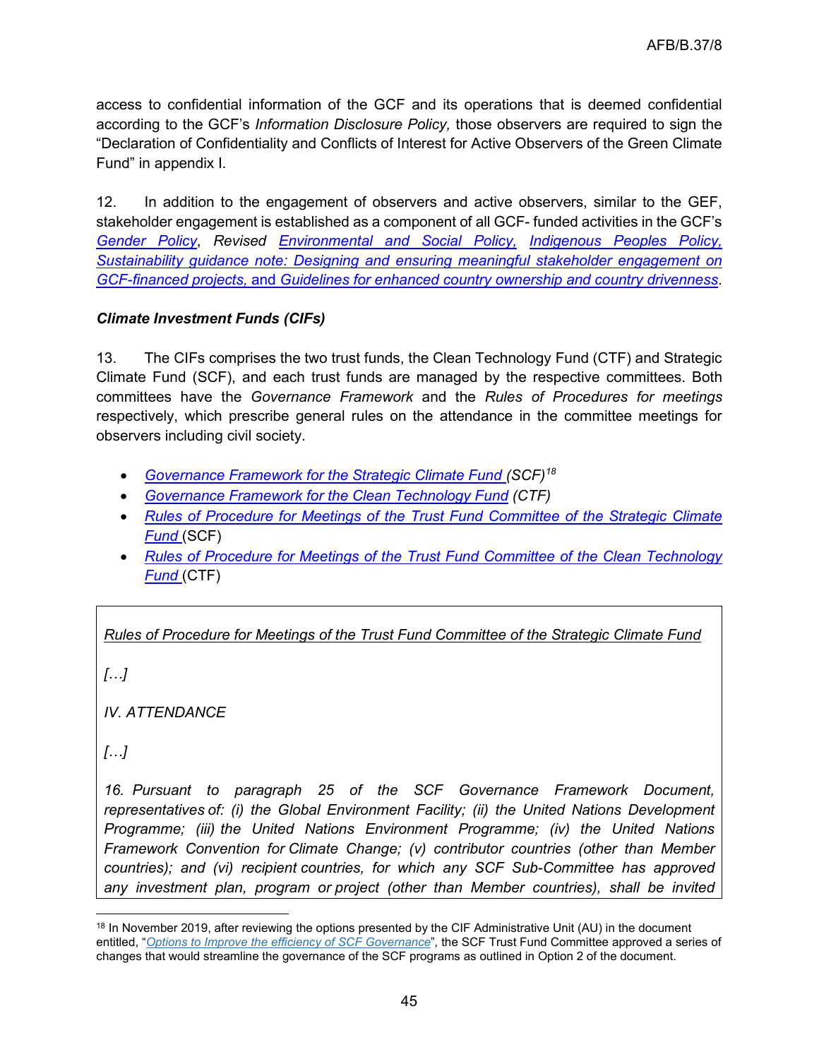access to confidential information of the GCF and its operations that is deemed confidential according to the GCF's *Information Disclosure Policy,* those observers are required to sign the "Declaration of Confidentiality and Conflicts of Interest for Active Observers of the Green Climate Fund" in appendix I.

12. In addition to the engagement of observers and active observers, similar to the GEF, stakeholder engagement is established as a component of all GCF- funded activities in the GCF's *Gender Policy*, *Revised Environmental and Social Policy, Indigenous Peoples Policy, Sustainability guidance note: Designing and ensuring meaningful stakeholder engagement on GCF-financed projects,* and *Guidelines for enhanced country ownership and country drivenness*.

***Climate Investment Funds (CIFs)***

13. The CIFs comprises the two trust funds, the Clean Technology Fund (CTF) and Strategic Climate Fund (SCF), and each trust funds are managed by the respective committees. Both committees have the *Governance Framework* and the *Rules of Procedures for meetings* respectively, which prescribe general rules on the attendance in the committee meetings for observers including civil society.

- *Governance Framework for the Strategic Climate Fund (SCF)*[18]
- *Governance Framework for the Clean Technology Fund (CTF)*
- *Rules of Procedure for Meetings of the Trust Fund Committee of the Strategic Climate Fund* (SCF)
- *Rules of Procedure for Meetings of the Trust Fund Committee of the Clean Technology Fund* (CTF)

> *Rules of Procedure for Meetings of the Trust Fund Committee of the Strategic Climate Fund*
>
> *[…]*
>
> *IV. ATTENDANCE*
>
> *[…]*
>
> *16. Pursuant to paragraph 25 of the SCF Governance Framework Document, representatives of: (i) the Global Environment Facility; (ii) the United Nations Development Programme; (iii) the United Nations Environment Programme; (iv) the United Nations Framework Convention for Climate Change; (v) contributor countries (other than Member countries); and (vi) recipient countries, for which any SCF Sub-Committee has approved any investment plan, program or project (other than Member countries), shall be invited*

[18] In November 2019, after reviewing the options presented by the CIF Administrative Unit (AU) in the document entitled, "*Options to Improve the efficiency of SCF Governance*", the SCF Trust Fund Committee approved a series of changes that would streamline the governance of the SCF programs as outlined in Option 2 of the document.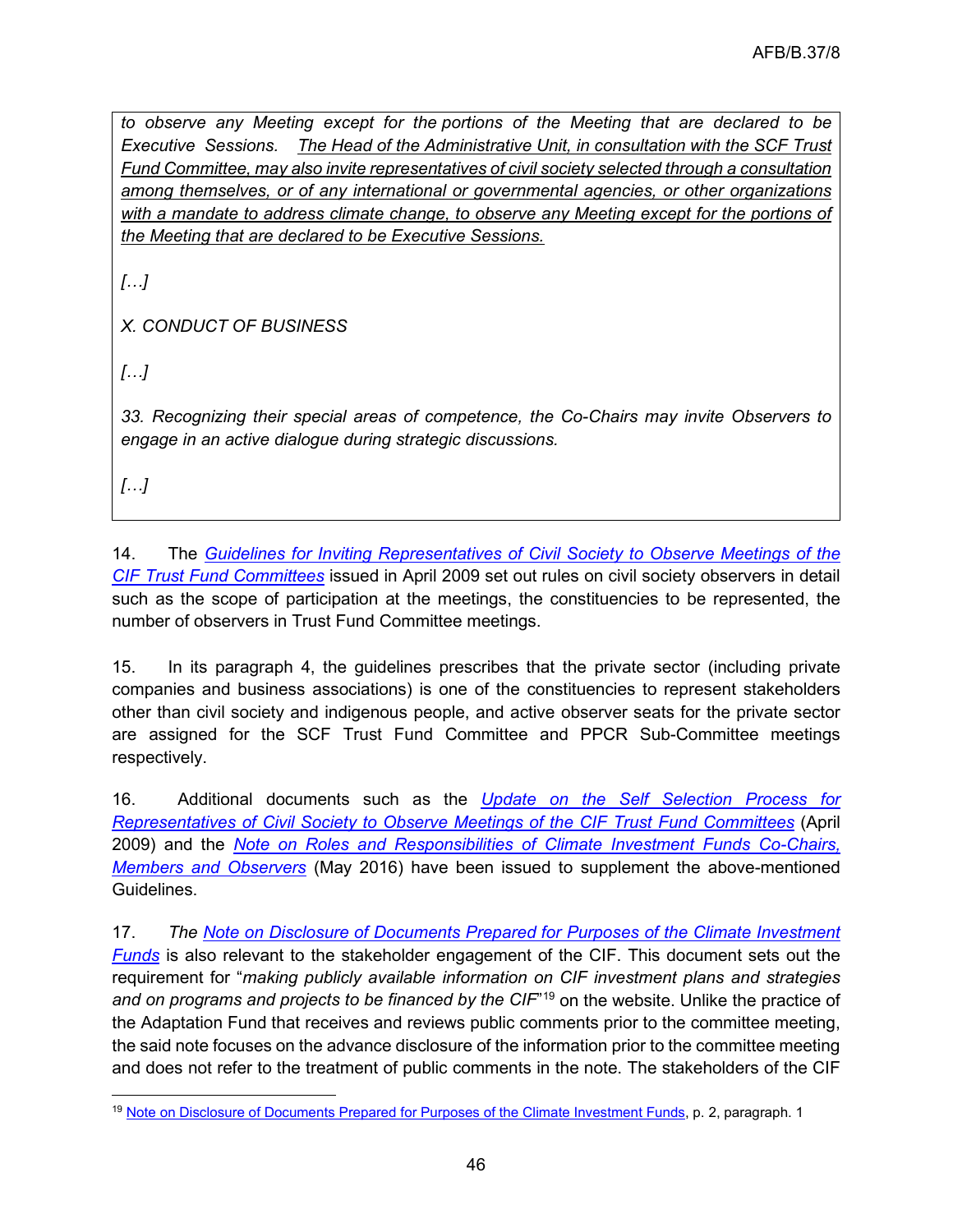*to observe any Meeting except for the portions of the Meeting that are declared to be Executive Sessions. <u>The Head of the Administrative Unit, in consultation with the SCF Trust Fund Committee, may also invite representatives of civil society selected through a consultation among themselves, or of any international or governmental agencies, or other organizations with a mandate to address climate change, to observe any Meeting except for the portions of the Meeting that are declared to be Executive Sessions.</u>*

*[…]*

*X. CONDUCT OF BUSINESS*

*[…]*

*33. Recognizing their special areas of competence, the Co-Chairs may invite Observers to engage in an active dialogue during strategic discussions.*

*[…]*

14. The *Guidelines for Inviting Representatives of Civil Society to Observe Meetings of the CIF Trust Fund Committees* issued in April 2009 set out rules on civil society observers in detail such as the scope of participation at the meetings, the constituencies to be represented, the number of observers in Trust Fund Committee meetings.

15. In its paragraph 4, the guidelines prescribes that the private sector (including private companies and business associations) is one of the constituencies to represent stakeholders other than civil society and indigenous people, and active observer seats for the private sector are assigned for the SCF Trust Fund Committee and PPCR Sub-Committee meetings respectively.

16. Additional documents such as the *Update on the Self Selection Process for Representatives of Civil Society to Observe Meetings of the CIF Trust Fund Committees* (April 2009) and the *Note on Roles and Responsibilities of Climate Investment Funds Co-Chairs, Members and Observers* (May 2016) have been issued to supplement the above-mentioned Guidelines.

17. *The* Note on Disclosure of Documents Prepared for Purposes of the Climate Investment Funds is also relevant to the stakeholder engagement of the CIF. This document sets out the requirement for "*making publicly available information on CIF investment plans and strategies and on programs and projects to be financed by the CIF*"[19] on the website. Unlike the practice of the Adaptation Fund that receives and reviews public comments prior to the committee meeting, the said note focuses on the advance disclosure of the information prior to the committee meeting and does not refer to the treatment of public comments in the note. The stakeholders of the CIF

[19] Note on Disclosure of Documents Prepared for Purposes of the Climate Investment Funds, p. 2, paragraph. 1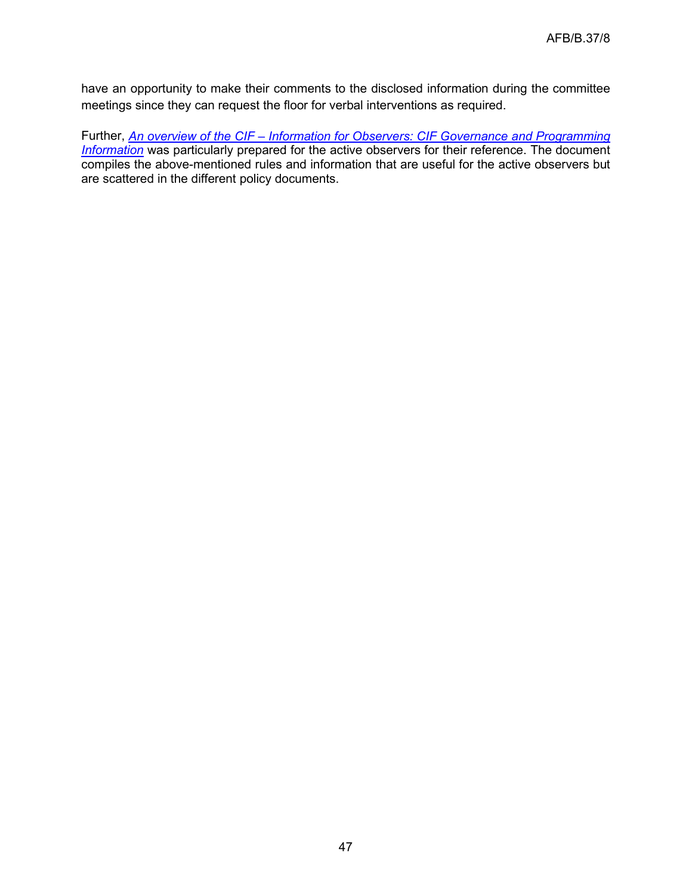have an opportunity to make their comments to the disclosed information during the committee meetings since they can request the floor for verbal interventions as required.

Further, *An overview of the CIF – Information for Observers: CIF Governance and Programming Information* was particularly prepared for the active observers for their reference. The document compiles the above-mentioned rules and information that are useful for the active observers but are scattered in the different policy documents.